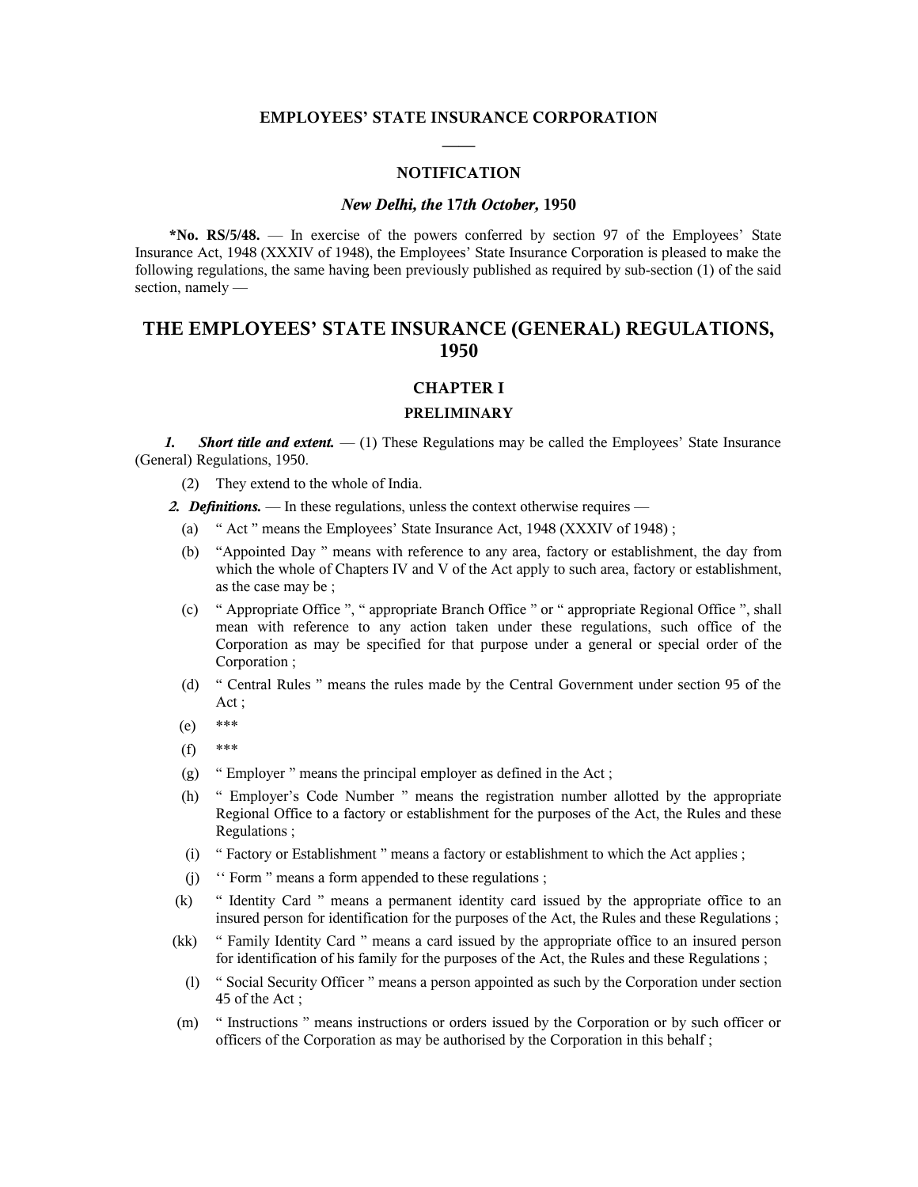## EMPLOYEES' STATE INSURANCE CORPORATION

### NOTIFICATION

***New Delhi, the* 17*th October,* 1950**

**\*No. RS/5/48.** — In exercise of the powers conferred by section 97 of the Employees' State Insurance Act, 1948 (XXXIV of 1948), the Employees' State Insurance Corporation is pleased to make the following regulations, the same having been previously published as required by sub-section (1) of the said section, namely —

# THE EMPLOYEES' STATE INSURANCE (GENERAL) REGULATIONS, 1950

## CHAPTER I

### PRELIMINARY

***1. Short title and extent.*** — (1) These Regulations may be called the Employees' State Insurance (General) Regulations, 1950.

(2) They extend to the whole of India.

***2. Definitions.*** — In these regulations, unless the context otherwise requires —

(a) " Act " means the Employees' State Insurance Act, 1948 (XXXIV of 1948) ;

(b) "Appointed Day " means with reference to any area, factory or establishment, the day from which the whole of Chapters IV and V of the Act apply to such area, factory or establishment, as the case may be ;

(c) " Appropriate Office ", " appropriate Branch Office " or " appropriate Regional Office ", shall mean with reference to any action taken under these regulations, such office of the Corporation as may be specified for that purpose under a general or special order of the Corporation ;

(d) " Central Rules " means the rules made by the Central Government under section 95 of the Act ;

(e) \*\*\*

(f) \*\*\*

(g) " Employer " means the principal employer as defined in the Act ;

(h) " Employer's Code Number " means the registration number allotted by the appropriate Regional Office to a factory or establishment for the purposes of the Act, the Rules and these Regulations ;

(i) " Factory or Establishment " means a factory or establishment to which the Act applies ;

(j) '' Form " means a form appended to these regulations ;

(k) " Identity Card " means a permanent identity card issued by the appropriate office to an insured person for identification for the purposes of the Act, the Rules and these Regulations ;

(kk) " Family Identity Card " means a card issued by the appropriate office to an insured person for identification of his family for the purposes of the Act, the Rules and these Regulations ;

(l) " Social Security Officer " means a person appointed as such by the Corporation under section 45 of the Act ;

(m) " Instructions " means instructions or orders issued by the Corporation or by such officer or officers of the Corporation as may be authorised by the Corporation in this behalf ;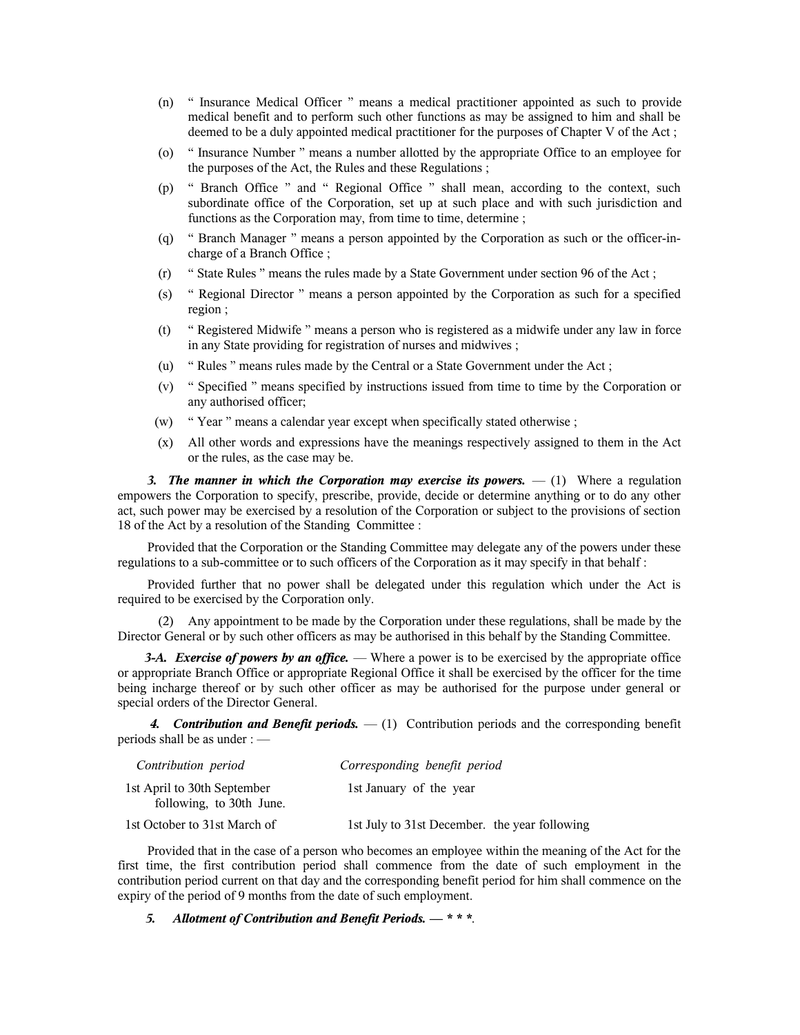(n) " Insurance Medical Officer " means a medical practitioner appointed as such to provide medical benefit and to perform such other functions as may be assigned to him and shall be deemed to be a duly appointed medical practitioner for the purposes of Chapter V of the Act ;

(o) " Insurance Number " means a number allotted by the appropriate Office to an employee for the purposes of the Act, the Rules and these Regulations ;

(p) " Branch Office " and " Regional Office " shall mean, according to the context, such subordinate office of the Corporation, set up at such place and with such jurisdiction and functions as the Corporation may, from time to time, determine ;

(q) " Branch Manager " means a person appointed by the Corporation as such or the officer-in-charge of a Branch Office ;

(r) " State Rules " means the rules made by a State Government under section 96 of the Act ;

(s) " Regional Director " means a person appointed by the Corporation as such for a specified region ;

(t) " Registered Midwife " means a person who is registered as a midwife under any law in force in any State providing for registration of nurses and midwives ;

(u) " Rules " means rules made by the Central or a State Government under the Act ;

(v) " Specified " means specified by instructions issued from time to time by the Corporation or any authorised officer;

(w) " Year " means a calendar year except when specifically stated otherwise ;

(x) All other words and expressions have the meanings respectively assigned to them in the Act or the rules, as the case may be.

***3. The manner in which the Corporation may exercise its powers.*** — (1) Where a regulation empowers the Corporation to specify, prescribe, provide, decide or determine anything or to do any other act, such power may be exercised by a resolution of the Corporation or subject to the provisions of section 18 of the Act by a resolution of the Standing Committee :

Provided that the Corporation or the Standing Committee may delegate any of the powers under these regulations to a sub-committee or to such officers of the Corporation as it may specify in that behalf :

Provided further that no power shall be delegated under this regulation which under the Act is required to be exercised by the Corporation only.

(2) Any appointment to be made by the Corporation under these regulations, shall be made by the Director General or by such other officers as may be authorised in this behalf by the Standing Committee.

***3-A. Exercise of powers by an office.*** — Where a power is to be exercised by the appropriate office or appropriate Branch Office or appropriate Regional Office it shall be exercised by the officer for the time being incharge thereof or by such other officer as may be authorised for the purpose under general or special orders of the Director General.

***4. Contribution and Benefit periods.*** — (1) Contribution periods and the corresponding benefit periods shall be as under : —

| *Contribution period* | *Corresponding benefit period* |
|---|---|
| 1st April to 30th September following, to 30th June. | 1st January of the year |
| 1st October to 31st March of | 1st July to 31st December. the year following |

Provided that in the case of a person who becomes an employee within the meaning of the Act for the first time, the first contribution period shall commence from the date of such employment in the contribution period current on that day and the corresponding benefit period for him shall commence on the expiry of the period of 9 months from the date of such employment.

***5. Allotment of Contribution and Benefit Periods. — * * *.***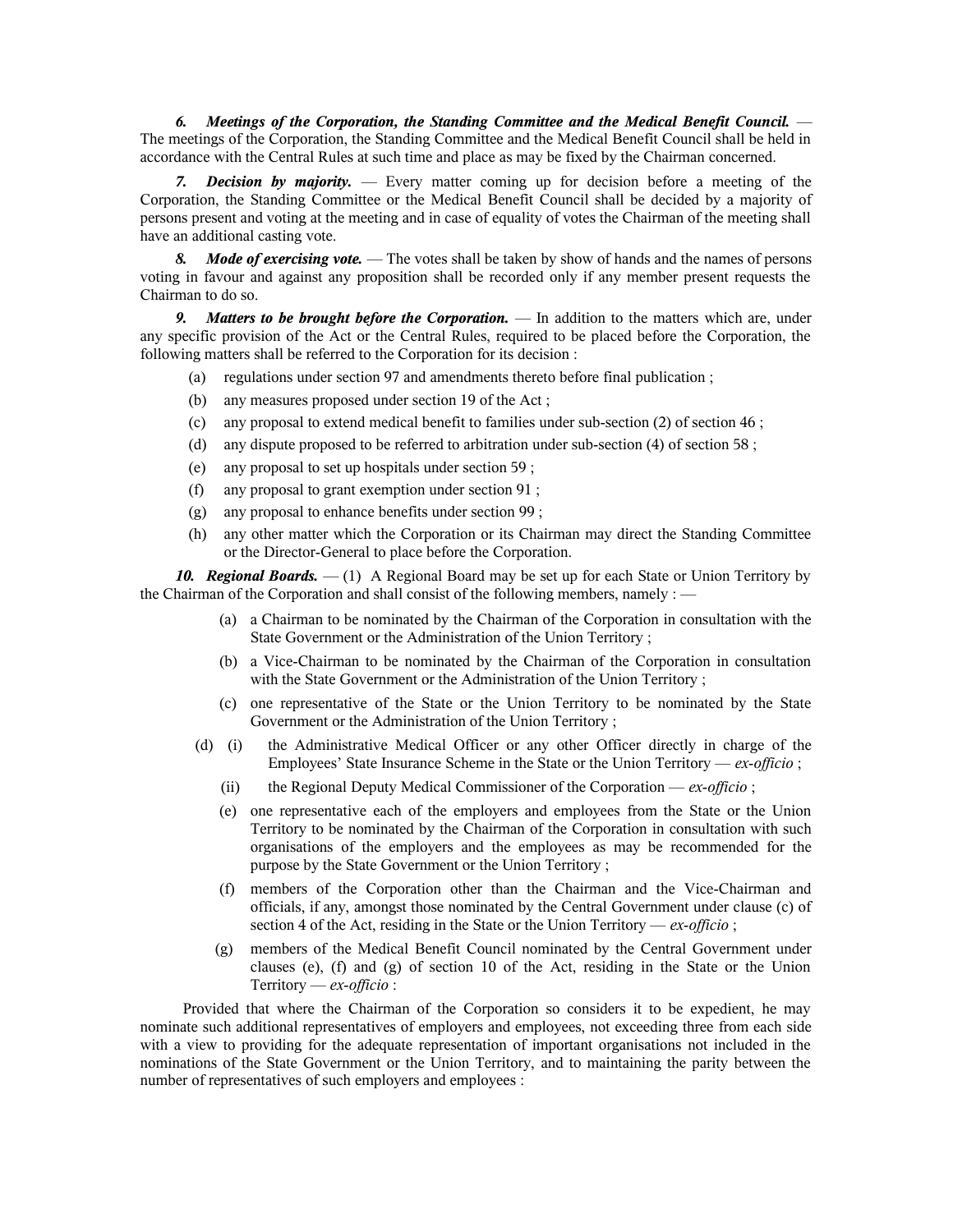***6. Meetings of the Corporation, the Standing Committee and the Medical Benefit Council.*** — The meetings of the Corporation, the Standing Committee and the Medical Benefit Council shall be held in accordance with the Central Rules at such time and place as may be fixed by the Chairman concerned.

***7. Decision by majority.*** — Every matter coming up for decision before a meeting of the Corporation, the Standing Committee or the Medical Benefit Council shall be decided by a majority of persons present and voting at the meeting and in case of equality of votes the Chairman of the meeting shall have an additional casting vote.

***8. Mode of exercising vote.*** — The votes shall be taken by show of hands and the names of persons voting in favour and against any proposition shall be recorded only if any member present requests the Chairman to do so.

***9. Matters to be brought before the Corporation.*** — In addition to the matters which are, under any specific provision of the Act or the Central Rules, required to be placed before the Corporation, the following matters shall be referred to the Corporation for its decision :

(a) regulations under section 97 and amendments thereto before final publication ;

(b) any measures proposed under section 19 of the Act ;

(c) any proposal to extend medical benefit to families under sub-section (2) of section 46 ;

(d) any dispute proposed to be referred to arbitration under sub-section (4) of section 58 ;

(e) any proposal to set up hospitals under section 59 ;

(f) any proposal to grant exemption under section 91 ;

(g) any proposal to enhance benefits under section 99 ;

(h) any other matter which the Corporation or its Chairman may direct the Standing Committee or the Director-General to place before the Corporation.

***10. Regional Boards.*** — (1) A Regional Board may be set up for each State or Union Territory by the Chairman of the Corporation and shall consist of the following members, namely : —

(a) a Chairman to be nominated by the Chairman of the Corporation in consultation with the State Government or the Administration of the Union Territory ;

(b) a Vice-Chairman to be nominated by the Chairman of the Corporation in consultation with the State Government or the Administration of the Union Territory ;

(c) one representative of the State or the Union Territory to be nominated by the State Government or the Administration of the Union Territory ;

(d) (i) the Administrative Medical Officer or any other Officer directly in charge of the Employees' State Insurance Scheme in the State or the Union Territory — *ex-officio* ;

(ii) the Regional Deputy Medical Commissioner of the Corporation — *ex-officio* ;

(e) one representative each of the employers and employees from the State or the Union Territory to be nominated by the Chairman of the Corporation in consultation with such organisations of the employers and the employees as may be recommended for the purpose by the State Government or the Union Territory ;

(f) members of the Corporation other than the Chairman and the Vice-Chairman and officials, if any, amongst those nominated by the Central Government under clause (c) of section 4 of the Act, residing in the State or the Union Territory — *ex-officio* ;

(g) members of the Medical Benefit Council nominated by the Central Government under clauses (e), (f) and (g) of section 10 of the Act, residing in the State or the Union Territory — *ex-officio* :

Provided that where the Chairman of the Corporation so considers it to be expedient, he may nominate such additional representatives of employers and employees, not exceeding three from each side with a view to providing for the adequate representation of important organisations not included in the nominations of the State Government or the Union Territory, and to maintaining the parity between the number of representatives of such employers and employees :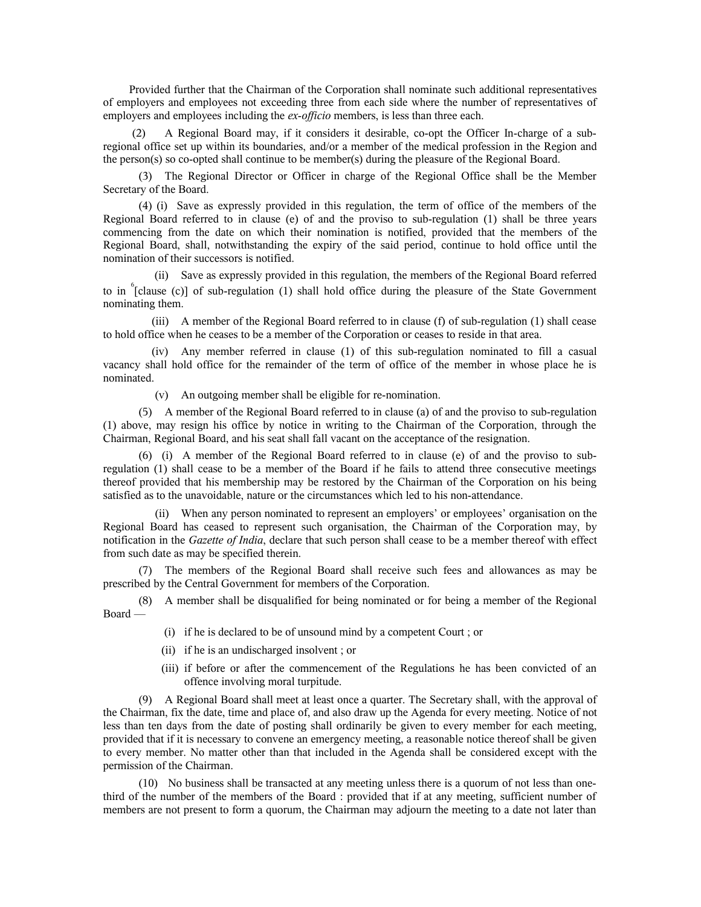Provided further that the Chairman of the Corporation shall nominate such additional representatives of employers and employees not exceeding three from each side where the number of representatives of employers and employees including the *ex-officio* members, is less than three each.

(2) A Regional Board may, if it considers it desirable, co-opt the Officer In-charge of a sub-regional office set up within its boundaries, and/or a member of the medical profession in the Region and the person(s) so co-opted shall continue to be member(s) during the pleasure of the Regional Board.

(3) The Regional Director or Officer in charge of the Regional Office shall be the Member Secretary of the Board.

(4) (i) Save as expressly provided in this regulation, the term of office of the members of the Regional Board referred to in clause (e) of and the proviso to sub-regulation (1) shall be three years commencing from the date on which their nomination is notified, provided that the members of the Regional Board, shall, notwithstanding the expiry of the said period, continue to hold office until the nomination of their successors is notified.

(ii) Save as expressly provided in this regulation, the members of the Regional Board referred to in [6][clause (c)] of sub-regulation (1) shall hold office during the pleasure of the State Government nominating them.

(iii) A member of the Regional Board referred to in clause (f) of sub-regulation (1) shall cease to hold office when he ceases to be a member of the Corporation or ceases to reside in that area.

(iv) Any member referred in clause (1) of this sub-regulation nominated to fill a casual vacancy shall hold office for the remainder of the term of office of the member in whose place he is nominated.

(v) An outgoing member shall be eligible for re-nomination.

(5) A member of the Regional Board referred to in clause (a) of and the proviso to sub-regulation (1) above, may resign his office by notice in writing to the Chairman of the Corporation, through the Chairman, Regional Board, and his seat shall fall vacant on the acceptance of the resignation.

(6) (i) A member of the Regional Board referred to in clause (e) of and the proviso to sub-regulation (1) shall cease to be a member of the Board if he fails to attend three consecutive meetings thereof provided that his membership may be restored by the Chairman of the Corporation on his being satisfied as to the unavoidable, nature or the circumstances which led to his non-attendance.

(ii) When any person nominated to represent an employers' or employees' organisation on the Regional Board has ceased to represent such organisation, the Chairman of the Corporation may, by notification in the *Gazette of India*, declare that such person shall cease to be a member thereof with effect from such date as may be specified therein.

(7) The members of the Regional Board shall receive such fees and allowances as may be prescribed by the Central Government for members of the Corporation.

(8) A member shall be disqualified for being nominated or for being a member of the Regional Board —

(i) if he is declared to be of unsound mind by a competent Court ; or

(ii) if he is an undischarged insolvent ; or

(iii) if before or after the commencement of the Regulations he has been convicted of an offence involving moral turpitude.

(9) A Regional Board shall meet at least once a quarter. The Secretary shall, with the approval of the Chairman, fix the date, time and place of, and also draw up the Agenda for every meeting. Notice of not less than ten days from the date of posting shall ordinarily be given to every member for each meeting, provided that if it is necessary to convene an emergency meeting, a reasonable notice thereof shall be given to every member. No matter other than that included in the Agenda shall be considered except with the permission of the Chairman.

(10) No business shall be transacted at any meeting unless there is a quorum of not less than one-third of the number of the members of the Board : provided that if at any meeting, sufficient number of members are not present to form a quorum, the Chairman may adjourn the meeting to a date not later than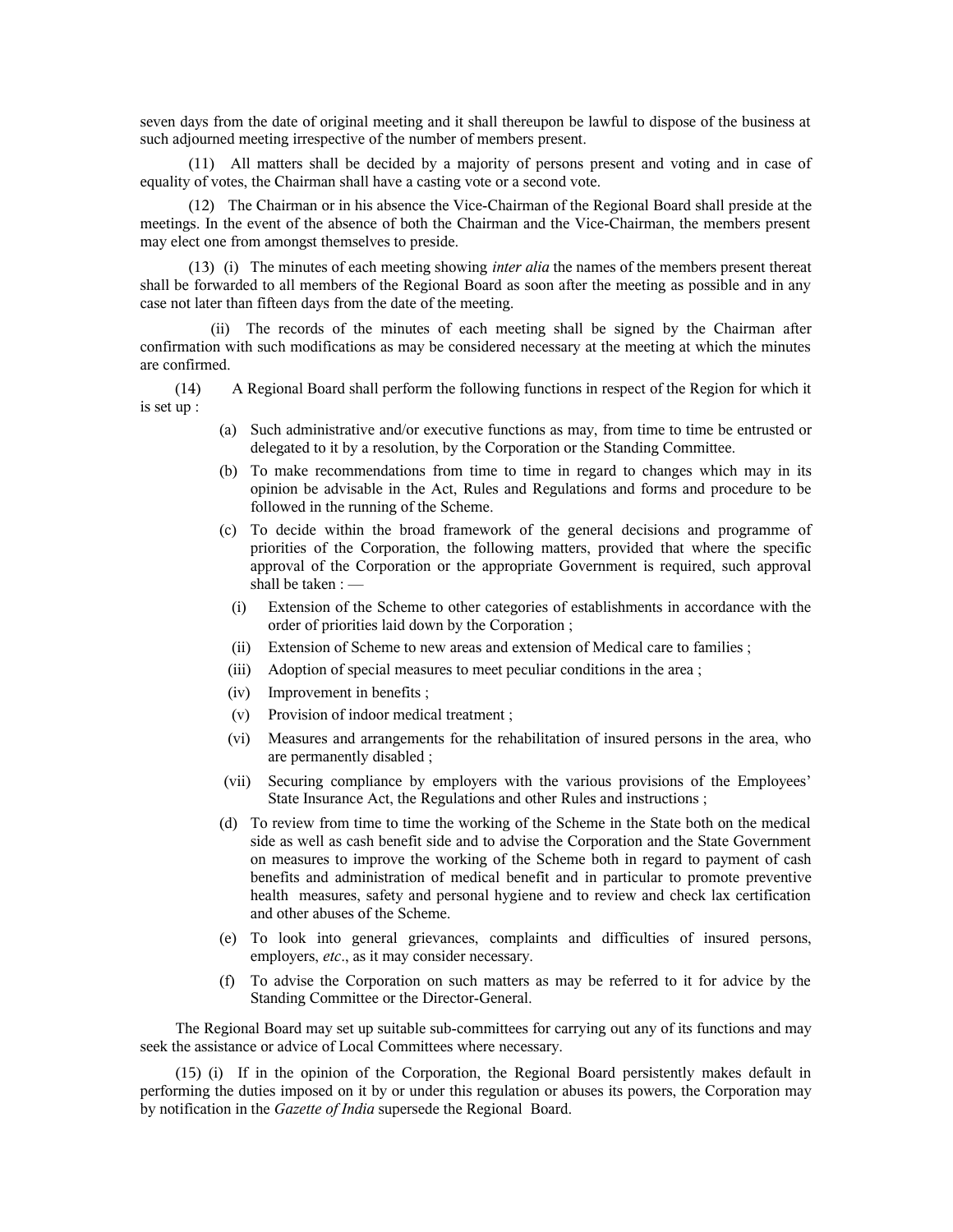seven days from the date of original meeting and it shall thereupon be lawful to dispose of the business at such adjourned meeting irrespective of the number of members present.

(11) All matters shall be decided by a majority of persons present and voting and in case of equality of votes, the Chairman shall have a casting vote or a second vote.

(12) The Chairman or in his absence the Vice-Chairman of the Regional Board shall preside at the meetings. In the event of the absence of both the Chairman and the Vice-Chairman, the members present may elect one from amongst themselves to preside.

(13) (i) The minutes of each meeting showing *inter alia* the names of the members present thereat shall be forwarded to all members of the Regional Board as soon after the meeting as possible and in any case not later than fifteen days from the date of the meeting.

(ii) The records of the minutes of each meeting shall be signed by the Chairman after confirmation with such modifications as may be considered necessary at the meeting at which the minutes are confirmed.

(14) A Regional Board shall perform the following functions in respect of the Region for which it is set up :

- (a) Such administrative and/or executive functions as may, from time to time be entrusted or delegated to it by a resolution, by the Corporation or the Standing Committee.
- (b) To make recommendations from time to time in regard to changes which may in its opinion be advisable in the Act, Rules and Regulations and forms and procedure to be followed in the running of the Scheme.
- (c) To decide within the broad framework of the general decisions and programme of priorities of the Corporation, the following matters, provided that where the specific approval of the Corporation or the appropriate Government is required, such approval shall be taken : —
  - (i) Extension of the Scheme to other categories of establishments in accordance with the order of priorities laid down by the Corporation ;
  - (ii) Extension of Scheme to new areas and extension of Medical care to families ;
  - (iii) Adoption of special measures to meet peculiar conditions in the area ;
  - (iv) Improvement in benefits ;
  - (v) Provision of indoor medical treatment ;
  - (vi) Measures and arrangements for the rehabilitation of insured persons in the area, who are permanently disabled ;
  - (vii) Securing compliance by employers with the various provisions of the Employees' State Insurance Act, the Regulations and other Rules and instructions ;
- (d) To review from time to time the working of the Scheme in the State both on the medical side as well as cash benefit side and to advise the Corporation and the State Government on measures to improve the working of the Scheme both in regard to payment of cash benefits and administration of medical benefit and in particular to promote preventive health measures, safety and personal hygiene and to review and check lax certification and other abuses of the Scheme.
- (e) To look into general grievances, complaints and difficulties of insured persons, employers, *etc*., as it may consider necessary.
- (f) To advise the Corporation on such matters as may be referred to it for advice by the Standing Committee or the Director-General.

The Regional Board may set up suitable sub-committees for carrying out any of its functions and may seek the assistance or advice of Local Committees where necessary.

(15) (i) If in the opinion of the Corporation, the Regional Board persistently makes default in performing the duties imposed on it by or under this regulation or abuses its powers, the Corporation may by notification in the *Gazette of India* supersede the Regional Board.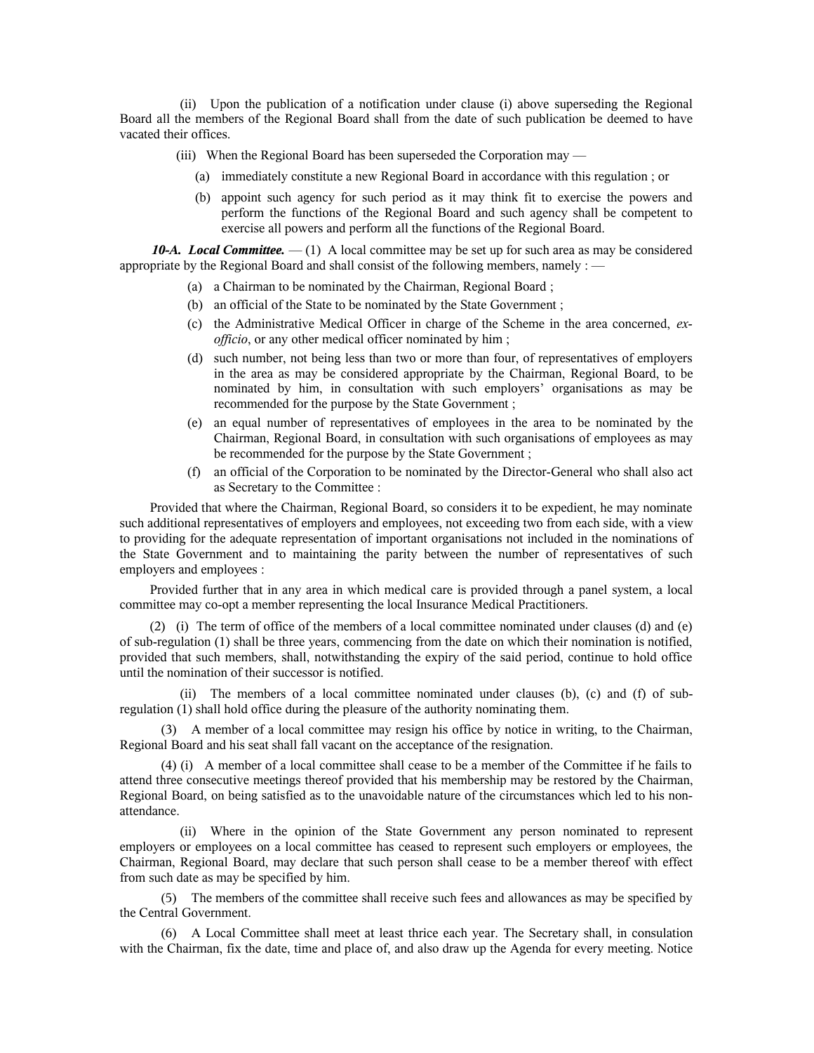(ii) Upon the publication of a notification under clause (i) above superseding the Regional Board all the members of the Regional Board shall from the date of such publication be deemed to have vacated their offices.

(iii) When the Regional Board has been superseded the Corporation may —

(a) immediately constitute a new Regional Board in accordance with this regulation ; or

(b) appoint such agency for such period as it may think fit to exercise the powers and perform the functions of the Regional Board and such agency shall be competent to exercise all powers and perform all the functions of the Regional Board.

***10-A. Local Committee.*** — (1) A local committee may be set up for such area as may be considered appropriate by the Regional Board and shall consist of the following members, namely : —

(a) a Chairman to be nominated by the Chairman, Regional Board ;

(b) an official of the State to be nominated by the State Government ;

(c) the Administrative Medical Officer in charge of the Scheme in the area concerned, *ex-officio*, or any other medical officer nominated by him ;

(d) such number, not being less than two or more than four, of representatives of employers in the area as may be considered appropriate by the Chairman, Regional Board, to be nominated by him, in consultation with such employers' organisations as may be recommended for the purpose by the State Government ;

(e) an equal number of representatives of employees in the area to be nominated by the Chairman, Regional Board, in consultation with such organisations of employees as may be recommended for the purpose by the State Government ;

(f) an official of the Corporation to be nominated by the Director-General who shall also act as Secretary to the Committee :

Provided that where the Chairman, Regional Board, so considers it to be expedient, he may nominate such additional representatives of employers and employees, not exceeding two from each side, with a view to providing for the adequate representation of important organisations not included in the nominations of the State Government and to maintaining the parity between the number of representatives of such employers and employees :

Provided further that in any area in which medical care is provided through a panel system, a local committee may co-opt a member representing the local Insurance Medical Practitioners.

(2) (i) The term of office of the members of a local committee nominated under clauses (d) and (e) of sub-regulation (1) shall be three years, commencing from the date on which their nomination is notified, provided that such members, shall, notwithstanding the expiry of the said period, continue to hold office until the nomination of their successor is notified.

(ii) The members of a local committee nominated under clauses (b), (c) and (f) of sub-regulation (1) shall hold office during the pleasure of the authority nominating them.

(3) A member of a local committee may resign his office by notice in writing, to the Chairman, Regional Board and his seat shall fall vacant on the acceptance of the resignation.

(4) (i) A member of a local committee shall cease to be a member of the Committee if he fails to attend three consecutive meetings thereof provided that his membership may be restored by the Chairman, Regional Board, on being satisfied as to the unavoidable nature of the circumstances which led to his non-attendance.

(ii) Where in the opinion of the State Government any person nominated to represent employers or employees on a local committee has ceased to represent such employers or employees, the Chairman, Regional Board, may declare that such person shall cease to be a member thereof with effect from such date as may be specified by him.

(5) The members of the committee shall receive such fees and allowances as may be specified by the Central Government.

(6) A Local Committee shall meet at least thrice each year. The Secretary shall, in consulation with the Chairman, fix the date, time and place of, and also draw up the Agenda for every meeting. Notice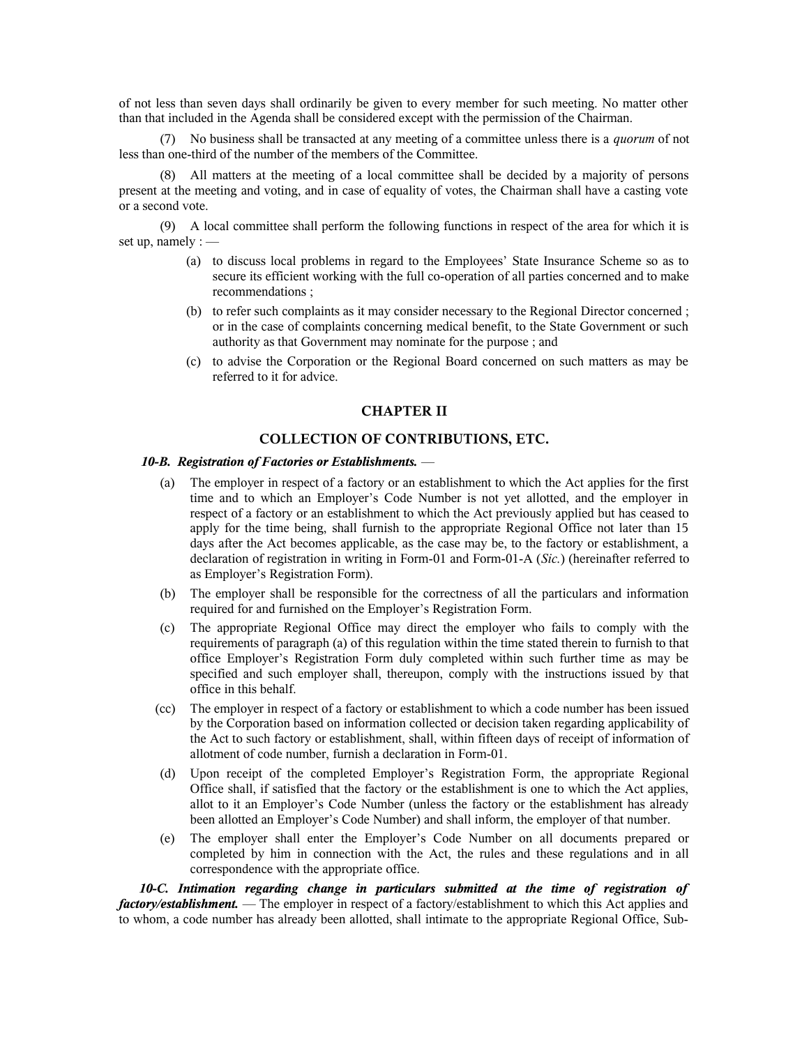of not less than seven days shall ordinarily be given to every member for such meeting. No matter other than that included in the Agenda shall be considered except with the permission of the Chairman.

(7) No business shall be transacted at any meeting of a committee unless there is a *quorum* of not less than one-third of the number of the members of the Committee.

(8) All matters at the meeting of a local committee shall be decided by a majority of persons present at the meeting and voting, and in case of equality of votes, the Chairman shall have a casting vote or a second vote.

(9) A local committee shall perform the following functions in respect of the area for which it is set up, namely : —

(a) to discuss local problems in regard to the Employees' State Insurance Scheme so as to secure its efficient working with the full co-operation of all parties concerned and to make recommendations ;

(b) to refer such complaints as it may consider necessary to the Regional Director concerned ; or in the case of complaints concerning medical benefit, to the State Government or such authority as that Government may nominate for the purpose ; and

(c) to advise the Corporation or the Regional Board concerned on such matters as may be referred to it for advice.

## CHAPTER II

## COLLECTION OF CONTRIBUTIONS, ETC.

***10-B. Registration of Factories or Establishments.*** —

(a) The employer in respect of a factory or an establishment to which the Act applies for the first time and to which an Employer's Code Number is not yet allotted, and the employer in respect of a factory or an establishment to which the Act previously applied but has ceased to apply for the time being, shall furnish to the appropriate Regional Office not later than 15 days after the Act becomes applicable, as the case may be, to the factory or establishment, a declaration of registration in writing in Form-01 and Form-01-A (*Sic.*) (hereinafter referred to as Employer's Registration Form).

(b) The employer shall be responsible for the correctness of all the particulars and information required for and furnished on the Employer's Registration Form.

(c) The appropriate Regional Office may direct the employer who fails to comply with the requirements of paragraph (a) of this regulation within the time stated therein to furnish to that office Employer's Registration Form duly completed within such further time as may be specified and such employer shall, thereupon, comply with the instructions issued by that office in this behalf.

(cc) The employer in respect of a factory or establishment to which a code number has been issued by the Corporation based on information collected or decision taken regarding applicability of the Act to such factory or establishment, shall, within fifteen days of receipt of information of allotment of code number, furnish a declaration in Form-01.

(d) Upon receipt of the completed Employer's Registration Form, the appropriate Regional Office shall, if satisfied that the factory or the establishment is one to which the Act applies, allot to it an Employer's Code Number (unless the factory or the establishment has already been allotted an Employer's Code Number) and shall inform, the employer of that number.

(e) The employer shall enter the Employer's Code Number on all documents prepared or completed by him in connection with the Act, the rules and these regulations and in all correspondence with the appropriate office.

***10-C. Intimation regarding change in particulars submitted at the time of registration of factory/establishment.*** — The employer in respect of a factory/establishment to which this Act applies and to whom, a code number has already been allotted, shall intimate to the appropriate Regional Office, Sub-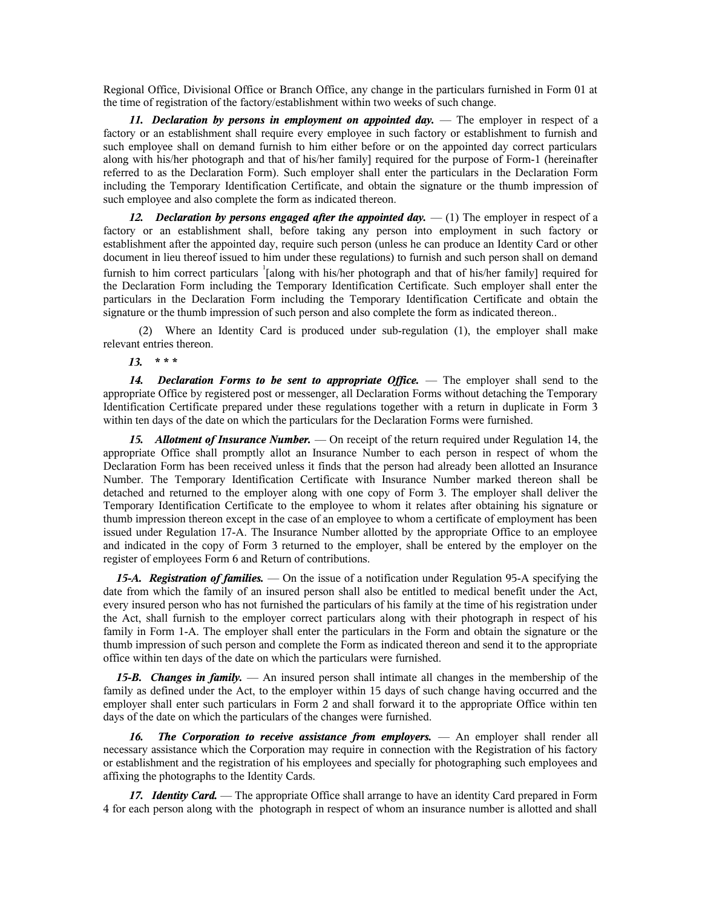Regional Office, Divisional Office or Branch Office, any change in the particulars furnished in Form 01 at the time of registration of the factory/establishment within two weeks of such change.

***11. Declaration by persons in employment on appointed day.*** — The employer in respect of a factory or an establishment shall require every employee in such factory or establishment to furnish and such employee shall on demand furnish to him either before or on the appointed day correct particulars along with his/her photograph and that of his/her family] required for the purpose of Form-1 (hereinafter referred to as the Declaration Form). Such employer shall enter the particulars in the Declaration Form including the Temporary Identification Certificate, and obtain the signature or the thumb impression of such employee and also complete the form as indicated thereon.

***12. Declaration by persons engaged after the appointed day.*** — (1) The employer in respect of a factory or an establishment shall, before taking any person into employment in such factory or establishment after the appointed day, require such person (unless he can produce an Identity Card or other document in lieu thereof issued to him under these regulations) to furnish and such person shall on demand furnish to him correct particulars [1][along with his/her photograph and that of his/her family] required for the Declaration Form including the Temporary Identification Certificate. Such employer shall enter the particulars in the Declaration Form including the Temporary Identification Certificate and obtain the signature or the thumb impression of such person and also complete the form as indicated thereon..

(2) Where an Identity Card is produced under sub-regulation (1), the employer shall make relevant entries thereon.

***13. * * ****

***14. Declaration Forms to be sent to appropriate Office.*** — The employer shall send to the appropriate Office by registered post or messenger, all Declaration Forms without detaching the Temporary Identification Certificate prepared under these regulations together with a return in duplicate in Form 3 within ten days of the date on which the particulars for the Declaration Forms were furnished.

***15. Allotment of Insurance Number.*** — On receipt of the return required under Regulation 14, the appropriate Office shall promptly allot an Insurance Number to each person in respect of whom the Declaration Form has been received unless it finds that the person had already been allotted an Insurance Number. The Temporary Identification Certificate with Insurance Number marked thereon shall be detached and returned to the employer along with one copy of Form 3. The employer shall deliver the Temporary Identification Certificate to the employee to whom it relates after obtaining his signature or thumb impression thereon except in the case of an employee to whom a certificate of employment has been issued under Regulation 17-A. The Insurance Number allotted by the appropriate Office to an employee and indicated in the copy of Form 3 returned to the employer, shall be entered by the employer on the register of employees Form 6 and Return of contributions.

***15-A. Registration of families.*** — On the issue of a notification under Regulation 95-A specifying the date from which the family of an insured person shall also be entitled to medical benefit under the Act, every insured person who has not furnished the particulars of his family at the time of his registration under the Act, shall furnish to the employer correct particulars along with their photograph in respect of his family in Form 1-A. The employer shall enter the particulars in the Form and obtain the signature or the thumb impression of such person and complete the Form as indicated thereon and send it to the appropriate office within ten days of the date on which the particulars were furnished.

***15-B. Changes in family.*** — An insured person shall intimate all changes in the membership of the family as defined under the Act, to the employer within 15 days of such change having occurred and the employer shall enter such particulars in Form 2 and shall forward it to the appropriate Office within ten days of the date on which the particulars of the changes were furnished.

***16. The Corporation to receive assistance from employers.*** — An employer shall render all necessary assistance which the Corporation may require in connection with the Registration of his factory or establishment and the registration of his employees and specially for photographing such employees and affixing the photographs to the Identity Cards.

***17. Identity Card.*** — The appropriate Office shall arrange to have an identity Card prepared in Form 4 for each person along with the photograph in respect of whom an insurance number is allotted and shall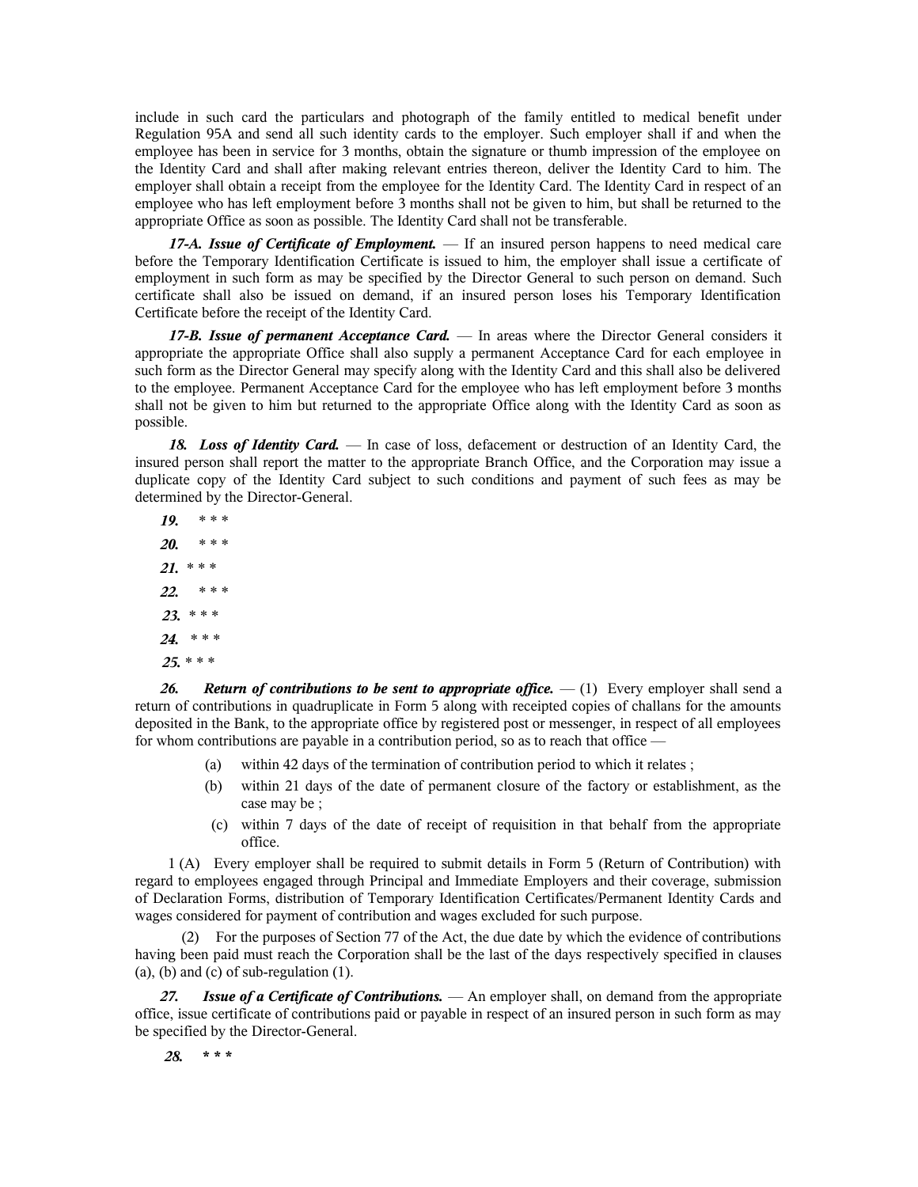include in such card the particulars and photograph of the family entitled to medical benefit under Regulation 95A and send all such identity cards to the employer. Such employer shall if and when the employee has been in service for 3 months, obtain the signature or thumb impression of the employee on the Identity Card and shall after making relevant entries thereon, deliver the Identity Card to him. The employer shall obtain a receipt from the employee for the Identity Card. The Identity Card in respect of an employee who has left employment before 3 months shall not be given to him, but shall be returned to the appropriate Office as soon as possible. The Identity Card shall not be transferable.

***17-A. Issue of Certificate of Employment.*** — If an insured person happens to need medical care before the Temporary Identification Certificate is issued to him, the employer shall issue a certificate of employment in such form as may be specified by the Director General to such person on demand. Such certificate shall also be issued on demand, if an insured person loses his Temporary Identification Certificate before the receipt of the Identity Card.

***17-B. Issue of permanent Acceptance Card.*** — In areas where the Director General considers it appropriate the appropriate Office shall also supply a permanent Acceptance Card for each employee in such form as the Director General may specify along with the Identity Card and this shall also be delivered to the employee. Permanent Acceptance Card for the employee who has left employment before 3 months shall not be given to him but returned to the appropriate Office along with the Identity Card as soon as possible.

***18. Loss of Identity Card.*** — In case of loss, defacement or destruction of an Identity Card, the insured person shall report the matter to the appropriate Branch Office, and the Corporation may issue a duplicate copy of the Identity Card subject to such conditions and payment of such fees as may be determined by the Director-General.

***19.*** * * *

***20.*** * * *

***21.*** * * *

***22.*** * * *

***23.*** * * *

***24.*** * * *

***25.*** * * *

***26. Return of contributions to be sent to appropriate office.*** — (1) Every employer shall send a return of contributions in quadruplicate in Form 5 along with receipted copies of challans for the amounts deposited in the Bank, to the appropriate office by registered post or messenger, in respect of all employees for whom contributions are payable in a contribution period, so as to reach that office —

(a) within 42 days of the termination of contribution period to which it relates ;

(b) within 21 days of the date of permanent closure of the factory or establishment, as the case may be ;

(c) within 7 days of the date of receipt of requisition in that behalf from the appropriate office.

1 (A) Every employer shall be required to submit details in Form 5 (Return of Contribution) with regard to employees engaged through Principal and Immediate Employers and their coverage, submission of Declaration Forms, distribution of Temporary Identification Certificates/Permanent Identity Cards and wages considered for payment of contribution and wages excluded for such purpose.

(2) For the purposes of Section 77 of the Act, the due date by which the evidence of contributions having been paid must reach the Corporation shall be the last of the days respectively specified in clauses (a), (b) and (c) of sub-regulation (1).

***27. Issue of a Certificate of Contributions.*** — An employer shall, on demand from the appropriate office, issue certificate of contributions paid or payable in respect of an insured person in such form as may be specified by the Director-General.

***28. * * ****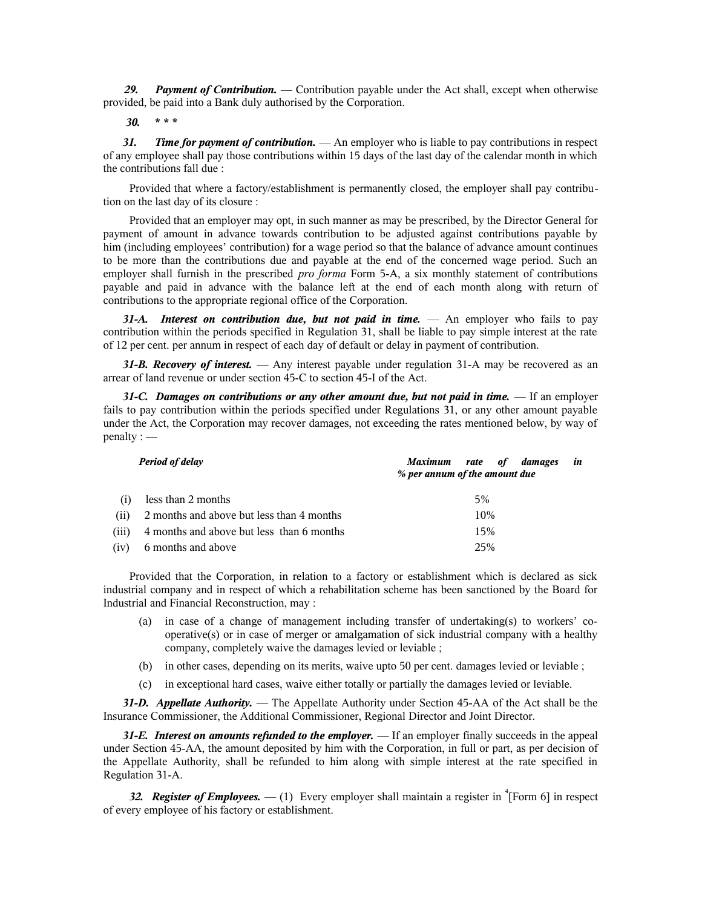***29. Payment of Contribution.*** — Contribution payable under the Act shall, except when otherwise provided, be paid into a Bank duly authorised by the Corporation.

***30. * * ***

***31. Time for payment of contribution.*** — An employer who is liable to pay contributions in respect of any employee shall pay those contributions within 15 days of the last day of the calendar month in which the contributions fall due :

Provided that where a factory/establishment is permanently closed, the employer shall pay contribution on the last day of its closure :

Provided that an employer may opt, in such manner as may be prescribed, by the Director General for payment of amount in advance towards contribution to be adjusted against contributions payable by him (including employees' contribution) for a wage period so that the balance of advance amount continues to be more than the contributions due and payable at the end of the concerned wage period. Such an employer shall furnish in the prescribed *pro forma* Form 5-A, a six monthly statement of contributions payable and paid in advance with the balance left at the end of each month along with return of contributions to the appropriate regional office of the Corporation.

***31-A. Interest on contribution due, but not paid in time.*** — An employer who fails to pay contribution within the periods specified in Regulation 31, shall be liable to pay simple interest at the rate of 12 per cent. per annum in respect of each day of default or delay in payment of contribution.

***31-B. Recovery of interest.*** — Any interest payable under regulation 31-A may be recovered as an arrear of land revenue or under section 45-C to section 45-I of the Act.

***31-C. Damages on contributions or any other amount due, but not paid in time.*** — If an employer fails to pay contribution within the periods specified under Regulations 31, or any other amount payable under the Act, the Corporation may recover damages, not exceeding the rates mentioned below, by way of penalty : —

| | ***Period of delay*** | ***Maximum rate of damages in % per annum of the amount due*** |
|---|---|---|
| (i) | less than 2 months | 5% |
| (ii) | 2 months and above but less than 4 months | 10% |
| (iii) | 4 months and above but less than 6 months | 15% |
| (iv) | 6 months and above | 25% |

Provided that the Corporation, in relation to a factory or establishment which is declared as sick industrial company and in respect of which a rehabilitation scheme has been sanctioned by the Board for Industrial and Financial Reconstruction, may :

(a) in case of a change of management including transfer of undertaking(s) to workers' co-operative(s) or in case of merger or amalgamation of sick industrial company with a healthy company, completely waive the damages levied or leviable ;

(b) in other cases, depending on its merits, waive upto 50 per cent. damages levied or leviable ;

(c) in exceptional hard cases, waive either totally or partially the damages levied or leviable.

***31-D. Appellate Authority.*** — The Appellate Authority under Section 45-AA of the Act shall be the Insurance Commissioner, the Additional Commissioner, Regional Director and Joint Director.

***31-E. Interest on amounts refunded to the employer.*** — If an employer finally succeeds in the appeal under Section 45-AA, the amount deposited by him with the Corporation, in full or part, as per decision of the Appellate Authority, shall be refunded to him along with simple interest at the rate specified in Regulation 31-A.

***32. Register of Employees.*** — (1) Every employer shall maintain a register in [4][Form 6] in respect of every employee of his factory or establishment.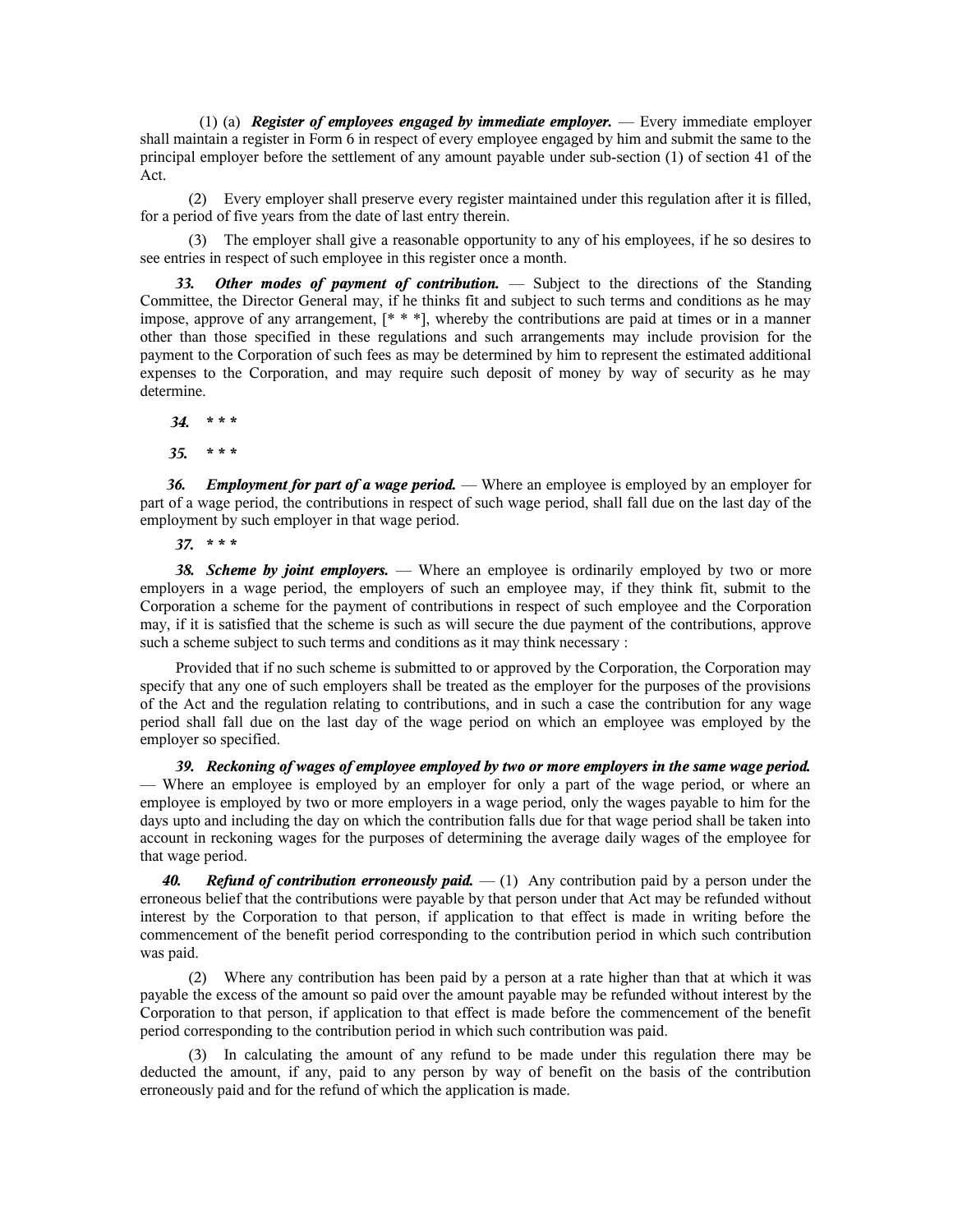(1) (a) ***Register of employees engaged by immediate employer.*** — Every immediate employer shall maintain a register in Form 6 in respect of every employee engaged by him and submit the same to the principal employer before the settlement of any amount payable under sub-section (1) of section 41 of the Act.

(2) Every employer shall preserve every register maintained under this regulation after it is filled, for a period of five years from the date of last entry therein.

(3) The employer shall give a reasonable opportunity to any of his employees, if he so desires to see entries in respect of such employee in this register once a month.

***33. Other modes of payment of contribution.*** — Subject to the directions of the Standing Committee, the Director General may, if he thinks fit and subject to such terms and conditions as he may impose, approve of any arrangement, [* * *], whereby the contributions are paid at times or in a manner other than those specified in these regulations and such arrangements may include provision for the payment to the Corporation of such fees as may be determined by him to represent the estimated additional expenses to the Corporation, and may require such deposit of money by way of security as he may determine.

***34.*** *** * ***

***35.*** *** * ***

***36. Employment for part of a wage period.*** — Where an employee is employed by an employer for part of a wage period, the contributions in respect of such wage period, shall fall due on the last day of the employment by such employer in that wage period.

***37.*** *** * ***

***38. Scheme by joint employers.*** — Where an employee is ordinarily employed by two or more employers in a wage period, the employers of such an employee may, if they think fit, submit to the Corporation a scheme for the payment of contributions in respect of such employee and the Corporation may, if it is satisfied that the scheme is such as will secure the due payment of the contributions, approve such a scheme subject to such terms and conditions as it may think necessary :

Provided that if no such scheme is submitted to or approved by the Corporation, the Corporation may specify that any one of such employers shall be treated as the employer for the purposes of the provisions of the Act and the regulation relating to contributions, and in such a case the contribution for any wage period shall fall due on the last day of the wage period on which an employee was employed by the employer so specified.

***39. Reckoning of wages of employee employed by two or more employers in the same wage period.*** — Where an employee is employed by an employer for only a part of the wage period, or where an employee is employed by two or more employers in a wage period, only the wages payable to him for the days upto and including the day on which the contribution falls due for that wage period shall be taken into account in reckoning wages for the purposes of determining the average daily wages of the employee for that wage period.

***40. Refund of contribution erroneously paid.*** — (1) Any contribution paid by a person under the erroneous belief that the contributions were payable by that person under that Act may be refunded without interest by the Corporation to that person, if application to that effect is made in writing before the commencement of the benefit period corresponding to the contribution period in which such contribution was paid.

(2) Where any contribution has been paid by a person at a rate higher than that at which it was payable the excess of the amount so paid over the amount payable may be refunded without interest by the Corporation to that person, if application to that effect is made before the commencement of the benefit period corresponding to the contribution period in which such contribution was paid.

(3) In calculating the amount of any refund to be made under this regulation there may be deducted the amount, if any, paid to any person by way of benefit on the basis of the contribution erroneously paid and for the refund of which the application is made.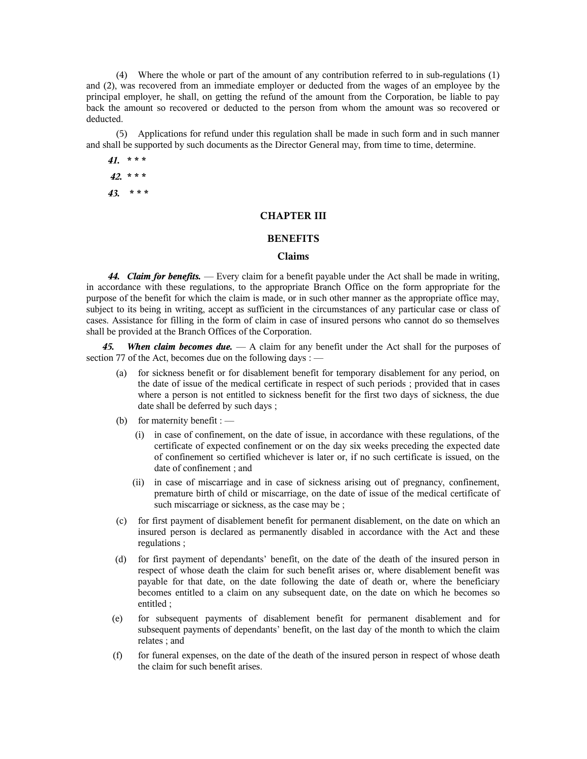(4) Where the whole or part of the amount of any contribution referred to in sub-regulations (1) and (2), was recovered from an immediate employer or deducted from the wages of an employee by the principal employer, he shall, on getting the refund of the amount from the Corporation, be liable to pay back the amount so recovered or deducted to the person from whom the amount was so recovered or deducted.

(5) Applications for refund under this regulation shall be made in such form and in such manner and shall be supported by such documents as the Director General may, from time to time, determine.

***41.* * * ***

***42.* * * ***

***43.* * * ***

## CHAPTER III

## BENEFITS

### Claims

***44. Claim for benefits.*** — Every claim for a benefit payable under the Act shall be made in writing, in accordance with these regulations, to the appropriate Branch Office on the form appropriate for the purpose of the benefit for which the claim is made, or in such other manner as the appropriate office may, subject to its being in writing, accept as sufficient in the circumstances of any particular case or class of cases. Assistance for filling in the form of claim in case of insured persons who cannot do so themselves shall be provided at the Branch Offices of the Corporation.

***45. When claim becomes due.*** — A claim for any benefit under the Act shall for the purposes of section 77 of the Act, becomes due on the following days : —

(a) for sickness benefit or for disablement benefit for temporary disablement for any period, on the date of issue of the medical certificate in respect of such periods ; provided that in cases where a person is not entitled to sickness benefit for the first two days of sickness, the due date shall be deferred by such days ;

(b) for maternity benefit : —

  (i) in case of confinement, on the date of issue, in accordance with these regulations, of the certificate of expected confinement or on the day six weeks preceding the expected date of confinement so certified whichever is later or, if no such certificate is issued, on the date of confinement ; and

  (ii) in case of miscarriage and in case of sickness arising out of pregnancy, confinement, premature birth of child or miscarriage, on the date of issue of the medical certificate of such miscarriage or sickness, as the case may be ;

(c) for first payment of disablement benefit for permanent disablement, on the date on which an insured person is declared as permanently disabled in accordance with the Act and these regulations ;

(d) for first payment of dependants' benefit, on the date of the death of the insured person in respect of whose death the claim for such benefit arises or, where disablement benefit was payable for that date, on the date following the date of death or, where the beneficiary becomes entitled to a claim on any subsequent date, on the date on which he becomes so entitled ;

(e) for subsequent payments of disablement benefit for permanent disablement and for subsequent payments of dependants' benefit, on the last day of the month to which the claim relates ; and

(f) for funeral expenses, on the date of the death of the insured person in respect of whose death the claim for such benefit arises.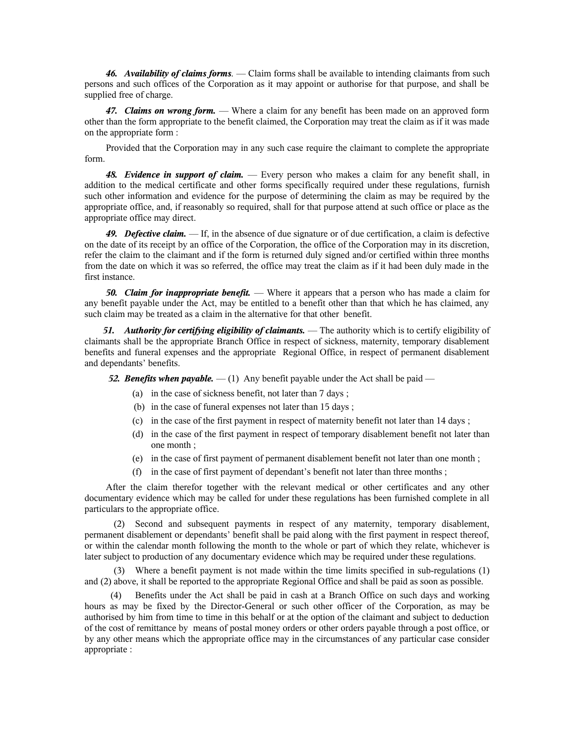***46. Availability of claims forms***. — Claim forms shall be available to intending claimants from such persons and such offices of the Corporation as it may appoint or authorise for that purpose, and shall be supplied free of charge.

***47. Claims on wrong form.*** — Where a claim for any benefit has been made on an approved form other than the form appropriate to the benefit claimed, the Corporation may treat the claim as if it was made on the appropriate form :

Provided that the Corporation may in any such case require the claimant to complete the appropriate form.

***48. Evidence in support of claim.*** — Every person who makes a claim for any benefit shall, in addition to the medical certificate and other forms specifically required under these regulations, furnish such other information and evidence for the purpose of determining the claim as may be required by the appropriate office, and, if reasonably so required, shall for that purpose attend at such office or place as the appropriate office may direct.

***49. Defective claim.*** — If, in the absence of due signature or of due certification, a claim is defective on the date of its receipt by an office of the Corporation, the office of the Corporation may in its discretion, refer the claim to the claimant and if the form is returned duly signed and/or certified within three months from the date on which it was so referred, the office may treat the claim as if it had been duly made in the first instance.

***50. Claim for inappropriate benefit.*** — Where it appears that a person who has made a claim for any benefit payable under the Act, may be entitled to a benefit other than that which he has claimed, any such claim may be treated as a claim in the alternative for that other benefit.

***51. Authority for certifying eligibility of claimants.*** — The authority which is to certify eligibility of claimants shall be the appropriate Branch Office in respect of sickness, maternity, temporary disablement benefits and funeral expenses and the appropriate Regional Office, in respect of permanent disablement and dependants' benefits.

***52. Benefits when payable.*** — (1) Any benefit payable under the Act shall be paid —

(a) in the case of sickness benefit, not later than 7 days ;

(b) in the case of funeral expenses not later than 15 days ;

(c) in the case of the first payment in respect of maternity benefit not later than 14 days ;

(d) in the case of the first payment in respect of temporary disablement benefit not later than one month ;

(e) in the case of first payment of permanent disablement benefit not later than one month ;

(f) in the case of first payment of dependant's benefit not later than three months ;

After the claim therefor together with the relevant medical or other certificates and any other documentary evidence which may be called for under these regulations has been furnished complete in all particulars to the appropriate office.

(2) Second and subsequent payments in respect of any maternity, temporary disablement, permanent disablement or dependants' benefit shall be paid along with the first payment in respect thereof, or within the calendar month following the month to the whole or part of which they relate, whichever is later subject to production of any documentary evidence which may be required under these regulations.

(3) Where a benefit payment is not made within the time limits specified in sub-regulations (1) and (2) above, it shall be reported to the appropriate Regional Office and shall be paid as soon as possible.

(4) Benefits under the Act shall be paid in cash at a Branch Office on such days and working hours as may be fixed by the Director-General or such other officer of the Corporation, as may be authorised by him from time to time in this behalf or at the option of the claimant and subject to deduction of the cost of remittance by means of postal money orders or other orders payable through a post office, or by any other means which the appropriate office may in the circumstances of any particular case consider appropriate :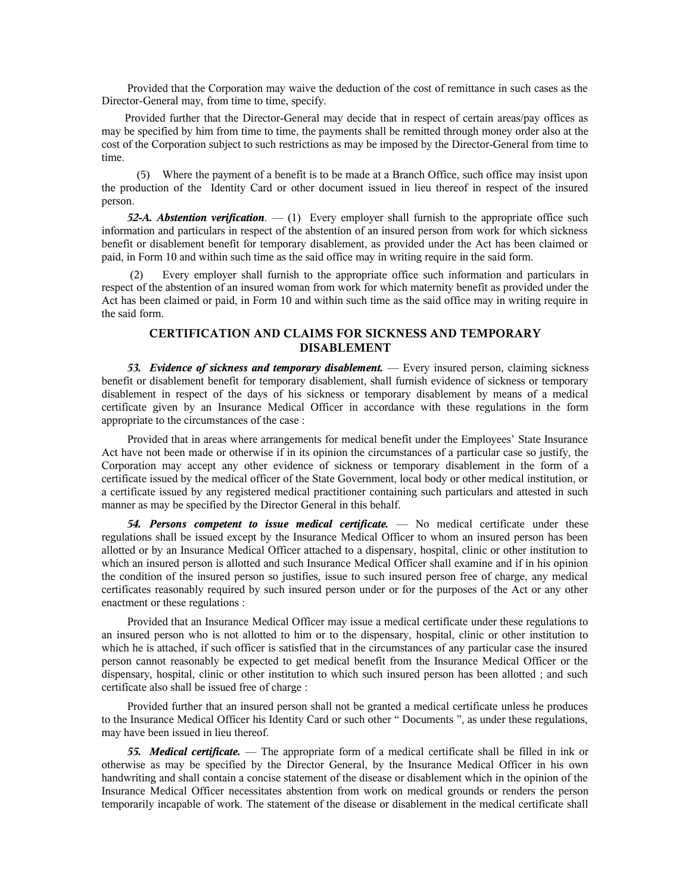Provided that the Corporation may waive the deduction of the cost of remittance in such cases as the Director-General may, from time to time, specify.

Provided further that the Director-General may decide that in respect of certain areas/pay offices as may be specified by him from time to time, the payments shall be remitted through money order also at the cost of the Corporation subject to such restrictions as may be imposed by the Director-General from time to time.

(5) Where the payment of a benefit is to be made at a Branch Office, such office may insist upon the production of the Identity Card or other document issued in lieu thereof in respect of the insured person.

***52-A. Abstention verification***. — (1) Every employer shall furnish to the appropriate office such information and particulars in respect of the abstention of an insured person from work for which sickness benefit or disablement benefit for temporary disablement, as provided under the Act has been claimed or paid, in Form 10 and within such time as the said office may in writing require in the said form.

(2) Every employer shall furnish to the appropriate office such information and particulars in respect of the abstention of an insured woman from work for which maternity benefit as provided under the Act has been claimed or paid, in Form 10 and within such time as the said office may in writing require in the said form.

## CERTIFICATION AND CLAIMS FOR SICKNESS AND TEMPORARY DISABLEMENT

***53. Evidence of sickness and temporary disablement.*** — Every insured person, claiming sickness benefit or disablement benefit for temporary disablement, shall furnish evidence of sickness or temporary disablement in respect of the days of his sickness or temporary disablement by means of a medical certificate given by an Insurance Medical Officer in accordance with these regulations in the form appropriate to the circumstances of the case :

Provided that in areas where arrangements for medical benefit under the Employees' State Insurance Act have not been made or otherwise if in its opinion the circumstances of a particular case so justify, the Corporation may accept any other evidence of sickness or temporary disablement in the form of a certificate issued by the medical officer of the State Government, local body or other medical institution, or a certificate issued by any registered medical practitioner containing such particulars and attested in such manner as may be specified by the Director General in this behalf.

***54. Persons competent to issue medical certificate.*** — No medical certificate under these regulations shall be issued except by the Insurance Medical Officer to whom an insured person has been allotted or by an Insurance Medical Officer attached to a dispensary, hospital, clinic or other institution to which an insured person is allotted and such Insurance Medical Officer shall examine and if in his opinion the condition of the insured person so justifies, issue to such insured person free of charge, any medical certificates reasonably required by such insured person under or for the purposes of the Act or any other enactment or these regulations :

Provided that an Insurance Medical Officer may issue a medical certificate under these regulations to an insured person who is not allotted to him or to the dispensary, hospital, clinic or other institution to which he is attached, if such officer is satisfied that in the circumstances of any particular case the insured person cannot reasonably be expected to get medical benefit from the Insurance Medical Officer or the dispensary, hospital, clinic or other institution to which such insured person has been allotted ; and such certificate also shall be issued free of charge :

Provided further that an insured person shall not be granted a medical certificate unless he produces to the Insurance Medical Officer his Identity Card or such other " Documents ", as under these regulations, may have been issued in lieu thereof.

***55. Medical certificate.*** — The appropriate form of a medical certificate shall be filled in ink or otherwise as may be specified by the Director General, by the Insurance Medical Officer in his own handwriting and shall contain a concise statement of the disease or disablement which in the opinion of the Insurance Medical Officer necessitates abstention from work on medical grounds or renders the person temporarily incapable of work. The statement of the disease or disablement in the medical certificate shall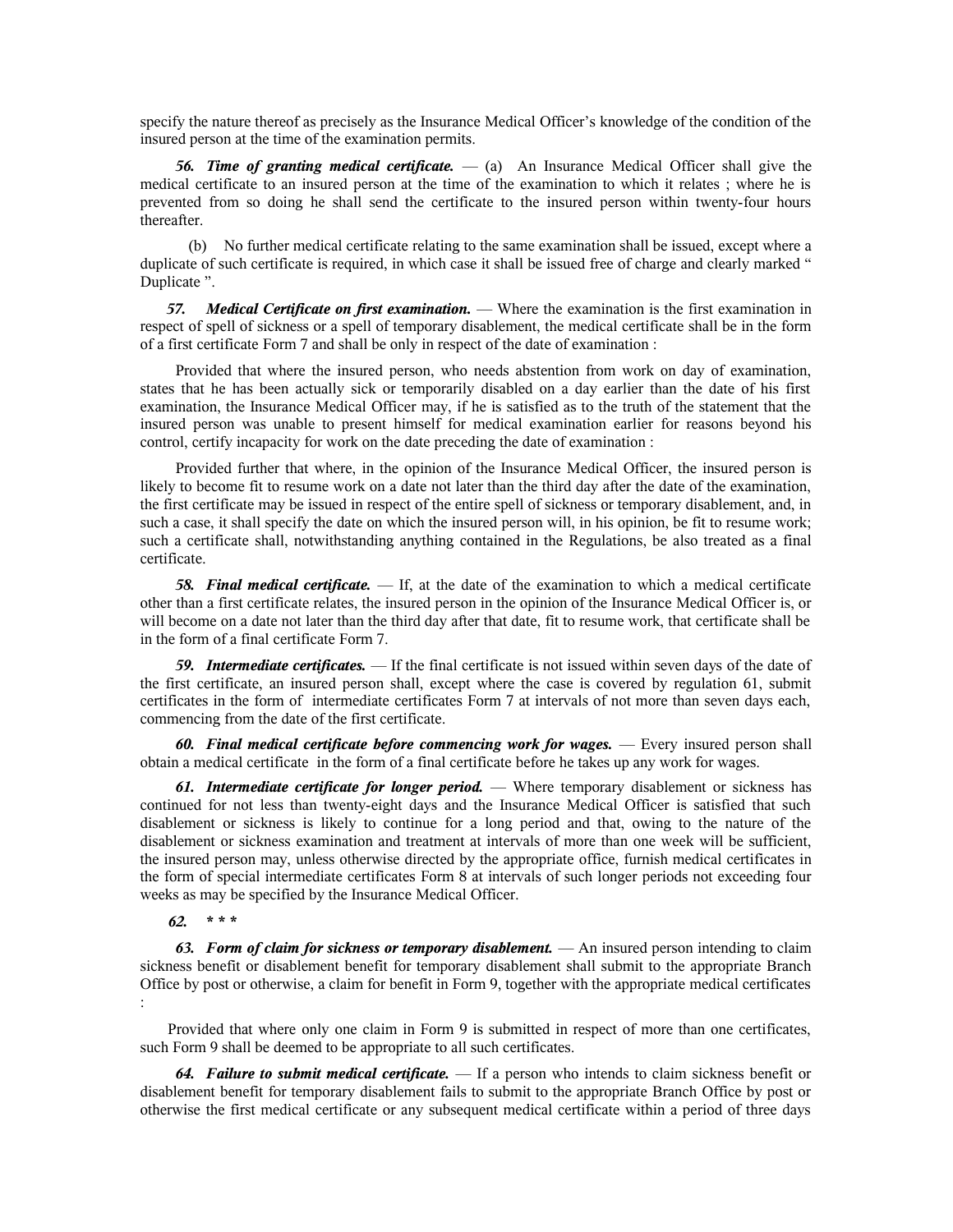specify the nature thereof as precisely as the Insurance Medical Officer's knowledge of the condition of the insured person at the time of the examination permits.

***56. Time of granting medical certificate.*** — (a) An Insurance Medical Officer shall give the medical certificate to an insured person at the time of the examination to which it relates ; where he is prevented from so doing he shall send the certificate to the insured person within twenty-four hours thereafter.

(b) No further medical certificate relating to the same examination shall be issued, except where a duplicate of such certificate is required, in which case it shall be issued free of charge and clearly marked " Duplicate ".

***57. Medical Certificate on first examination.*** — Where the examination is the first examination in respect of spell of sickness or a spell of temporary disablement, the medical certificate shall be in the form of a first certificate Form 7 and shall be only in respect of the date of examination :

Provided that where the insured person, who needs abstention from work on day of examination, states that he has been actually sick or temporarily disabled on a day earlier than the date of his first examination, the Insurance Medical Officer may, if he is satisfied as to the truth of the statement that the insured person was unable to present himself for medical examination earlier for reasons beyond his control, certify incapacity for work on the date preceding the date of examination :

Provided further that where, in the opinion of the Insurance Medical Officer, the insured person is likely to become fit to resume work on a date not later than the third day after the date of the examination, the first certificate may be issued in respect of the entire spell of sickness or temporary disablement, and, in such a case, it shall specify the date on which the insured person will, in his opinion, be fit to resume work; such a certificate shall, notwithstanding anything contained in the Regulations, be also treated as a final certificate.

***58. Final medical certificate.*** — If, at the date of the examination to which a medical certificate other than a first certificate relates, the insured person in the opinion of the Insurance Medical Officer is, or will become on a date not later than the third day after that date, fit to resume work, that certificate shall be in the form of a final certificate Form 7.

***59. Intermediate certificates.*** — If the final certificate is not issued within seven days of the date of the first certificate, an insured person shall, except where the case is covered by regulation 61, submit certificates in the form of intermediate certificates Form 7 at intervals of not more than seven days each, commencing from the date of the first certificate.

***60. Final medical certificate before commencing work for wages.*** — Every insured person shall obtain a medical certificate in the form of a final certificate before he takes up any work for wages.

***61. Intermediate certificate for longer period.*** — Where temporary disablement or sickness has continued for not less than twenty-eight days and the Insurance Medical Officer is satisfied that such disablement or sickness is likely to continue for a long period and that, owing to the nature of the disablement or sickness examination and treatment at intervals of more than one week will be sufficient, the insured person may, unless otherwise directed by the appropriate office, furnish medical certificates in the form of special intermediate certificates Form 8 at intervals of such longer periods not exceeding four weeks as may be specified by the Insurance Medical Officer.

***62. \* \* \****

***63. Form of claim for sickness or temporary disablement.*** — An insured person intending to claim sickness benefit or disablement benefit for temporary disablement shall submit to the appropriate Branch Office by post or otherwise, a claim for benefit in Form 9, together with the appropriate medical certificates :

Provided that where only one claim in Form 9 is submitted in respect of more than one certificates, such Form 9 shall be deemed to be appropriate to all such certificates.

***64. Failure to submit medical certificate.*** — If a person who intends to claim sickness benefit or disablement benefit for temporary disablement fails to submit to the appropriate Branch Office by post or otherwise the first medical certificate or any subsequent medical certificate within a period of three days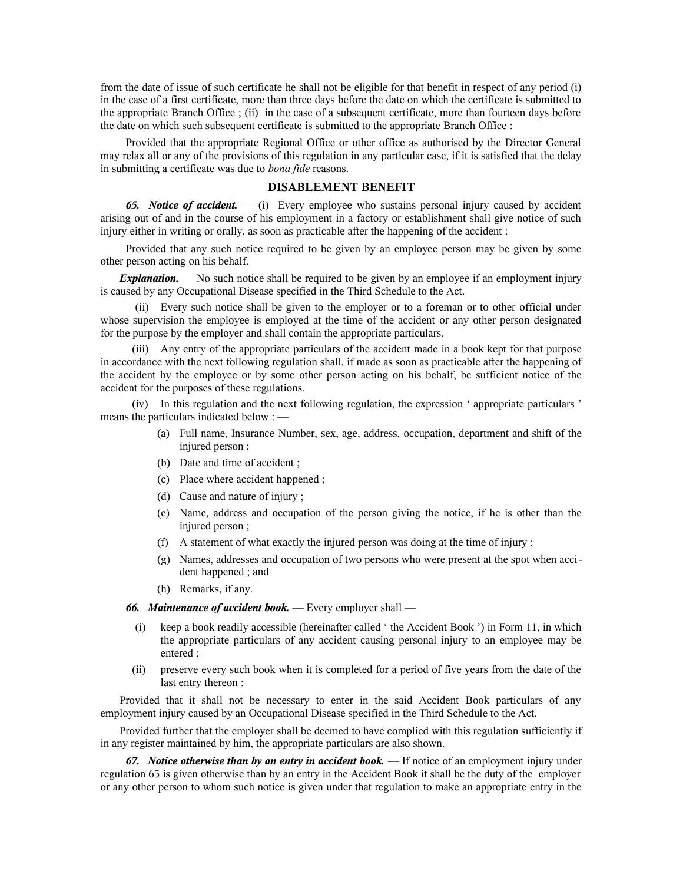from the date of issue of such certificate he shall not be eligible for that benefit in respect of any period (i) in the case of a first certificate, more than three days before the date on which the certificate is submitted to the appropriate Branch Office ; (ii) in the case of a subsequent certificate, more than fourteen days before the date on which such subsequent certificate is submitted to the appropriate Branch Office :

Provided that the appropriate Regional Office or other office as authorised by the Director General may relax all or any of the provisions of this regulation in any particular case, if it is satisfied that the delay in submitting a certificate was due to *bona fide* reasons.

## DISABLEMENT BENEFIT

***65. Notice of accident.*** — (i) Every employee who sustains personal injury caused by accident arising out of and in the course of his employment in a factory or establishment shall give notice of such injury either in writing or orally, as soon as practicable after the happening of the accident :

Provided that any such notice required to be given by an employee person may be given by some other person acting on his behalf.

***Explanation.*** — No such notice shall be required to be given by an employee if an employment injury is caused by any Occupational Disease specified in the Third Schedule to the Act.

(ii) Every such notice shall be given to the employer or to a foreman or to other official under whose supervision the employee is employed at the time of the accident or any other person designated for the purpose by the employer and shall contain the appropriate particulars.

(iii) Any entry of the appropriate particulars of the accident made in a book kept for that purpose in accordance with the next following regulation shall, if made as soon as practicable after the happening of the accident by the employee or by some other person acting on his behalf, be sufficient notice of the accident for the purposes of these regulations.

(iv) In this regulation and the next following regulation, the expression ‘ appropriate particulars ’ means the particulars indicated below : —

(a) Full name, Insurance Number, sex, age, address, occupation, department and shift of the injured person ;

(b) Date and time of accident ;

(c) Place where accident happened ;

(d) Cause and nature of injury ;

(e) Name, address and occupation of the person giving the notice, if he is other than the injured person ;

(f) A statement of what exactly the injured person was doing at the time of injury ;

(g) Names, addresses and occupation of two persons who were present at the spot when accident happened ; and

(h) Remarks, if any.

***66. Maintenance of accident book.*** — Every employer shall —

(i) keep a book readily accessible (hereinafter called ‘ the Accident Book ’) in Form 11, in which the appropriate particulars of any accident causing personal injury to an employee may be entered ;

(ii) preserve every such book when it is completed for a period of five years from the date of the last entry thereon :

Provided that it shall not be necessary to enter in the said Accident Book particulars of any employment injury caused by an Occupational Disease specified in the Third Schedule to the Act.

Provided further that the employer shall be deemed to have complied with this regulation sufficiently if in any register maintained by him, the appropriate particulars are also shown.

***67. Notice otherwise than by an entry in accident book.*** — If notice of an employment injury under regulation 65 is given otherwise than by an entry in the Accident Book it shall be the duty of the employer or any other person to whom such notice is given under that regulation to make an appropriate entry in the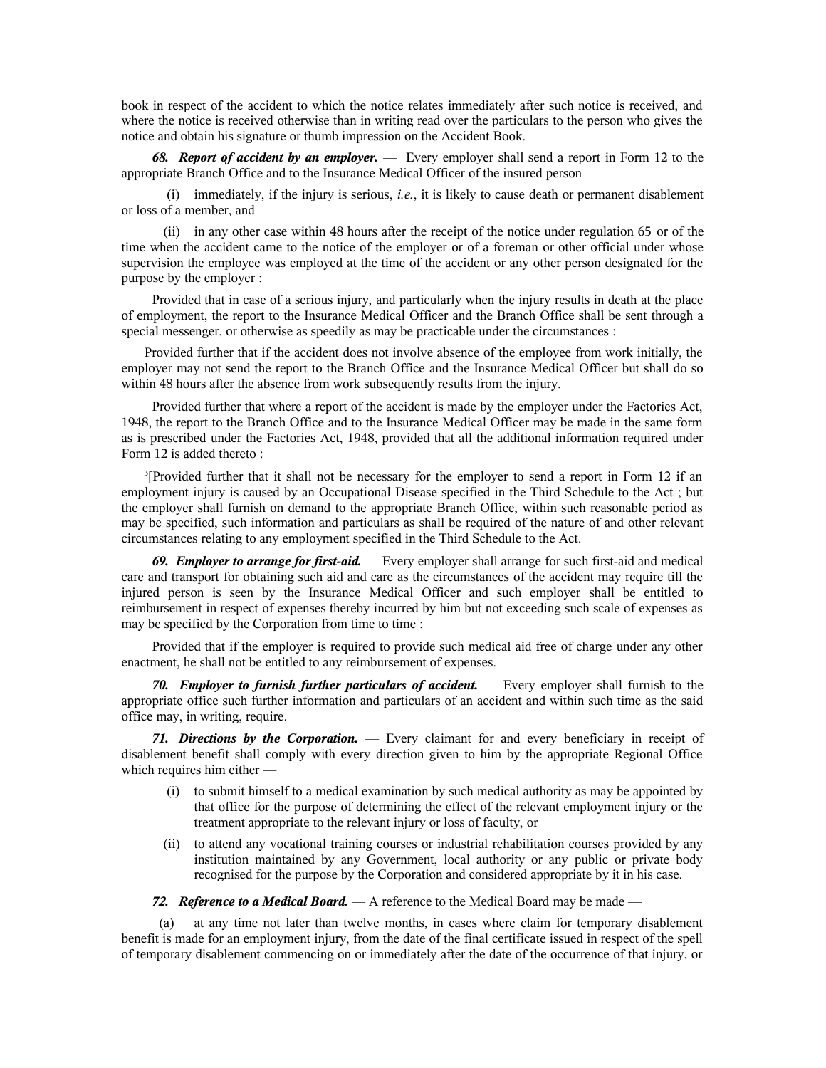book in respect of the accident to which the notice relates immediately after such notice is received, and where the notice is received otherwise than in writing read over the particulars to the person who gives the notice and obtain his signature or thumb impression on the Accident Book.

***68. Report of accident by an employer.*** — Every employer shall send a report in Form 12 to the appropriate Branch Office and to the Insurance Medical Officer of the insured person —

(i) immediately, if the injury is serious, *i.e.*, it is likely to cause death or permanent disablement or loss of a member, and

(ii) in any other case within 48 hours after the receipt of the notice under regulation 65 or of the time when the accident came to the notice of the employer or of a foreman or other official under whose supervision the employee was employed at the time of the accident or any other person designated for the purpose by the employer :

Provided that in case of a serious injury, and particularly when the injury results in death at the place of employment, the report to the Insurance Medical Officer and the Branch Office shall be sent through a special messenger, or otherwise as speedily as may be practicable under the circumstances :

Provided further that if the accident does not involve absence of the employee from work initially, the employer may not send the report to the Branch Office and the Insurance Medical Officer but shall do so within 48 hours after the absence from work subsequently results from the injury.

Provided further that where a report of the accident is made by the employer under the Factories Act, 1948, the report to the Branch Office and to the Insurance Medical Officer may be made in the same form as is prescribed under the Factories Act, 1948, provided that all the additional information required under Form 12 is added thereto :

[3][Provided further that it shall not be necessary for the employer to send a report in Form 12 if an employment injury is caused by an Occupational Disease specified in the Third Schedule to the Act ; but the employer shall furnish on demand to the appropriate Branch Office, within such reasonable period as may be specified, such information and particulars as shall be required of the nature of and other relevant circumstances relating to any employment specified in the Third Schedule to the Act.

***69. Employer to arrange for first-aid.*** — Every employer shall arrange for such first-aid and medical care and transport for obtaining such aid and care as the circumstances of the accident may require till the injured person is seen by the Insurance Medical Officer and such employer shall be entitled to reimbursement in respect of expenses thereby incurred by him but not exceeding such scale of expenses as may be specified by the Corporation from time to time :

Provided that if the employer is required to provide such medical aid free of charge under any other enactment, he shall not be entitled to any reimbursement of expenses.

***70. Employer to furnish further particulars of accident.*** — Every employer shall furnish to the appropriate office such further information and particulars of an accident and within such time as the said office may, in writing, require.

***71. Directions by the Corporation.*** — Every claimant for and every beneficiary in receipt of disablement benefit shall comply with every direction given to him by the appropriate Regional Office which requires him either —

(i) to submit himself to a medical examination by such medical authority as may be appointed by that office for the purpose of determining the effect of the relevant employment injury or the treatment appropriate to the relevant injury or loss of faculty, or

(ii) to attend any vocational training courses or industrial rehabilitation courses provided by any institution maintained by any Government, local authority or any public or private body recognised for the purpose by the Corporation and considered appropriate by it in his case.

***72. Reference to a Medical Board.*** — A reference to the Medical Board may be made —

(a) at any time not later than twelve months, in cases where claim for temporary disablement benefit is made for an employment injury, from the date of the final certificate issued in respect of the spell of temporary disablement commencing on or immediately after the date of the occurrence of that injury, or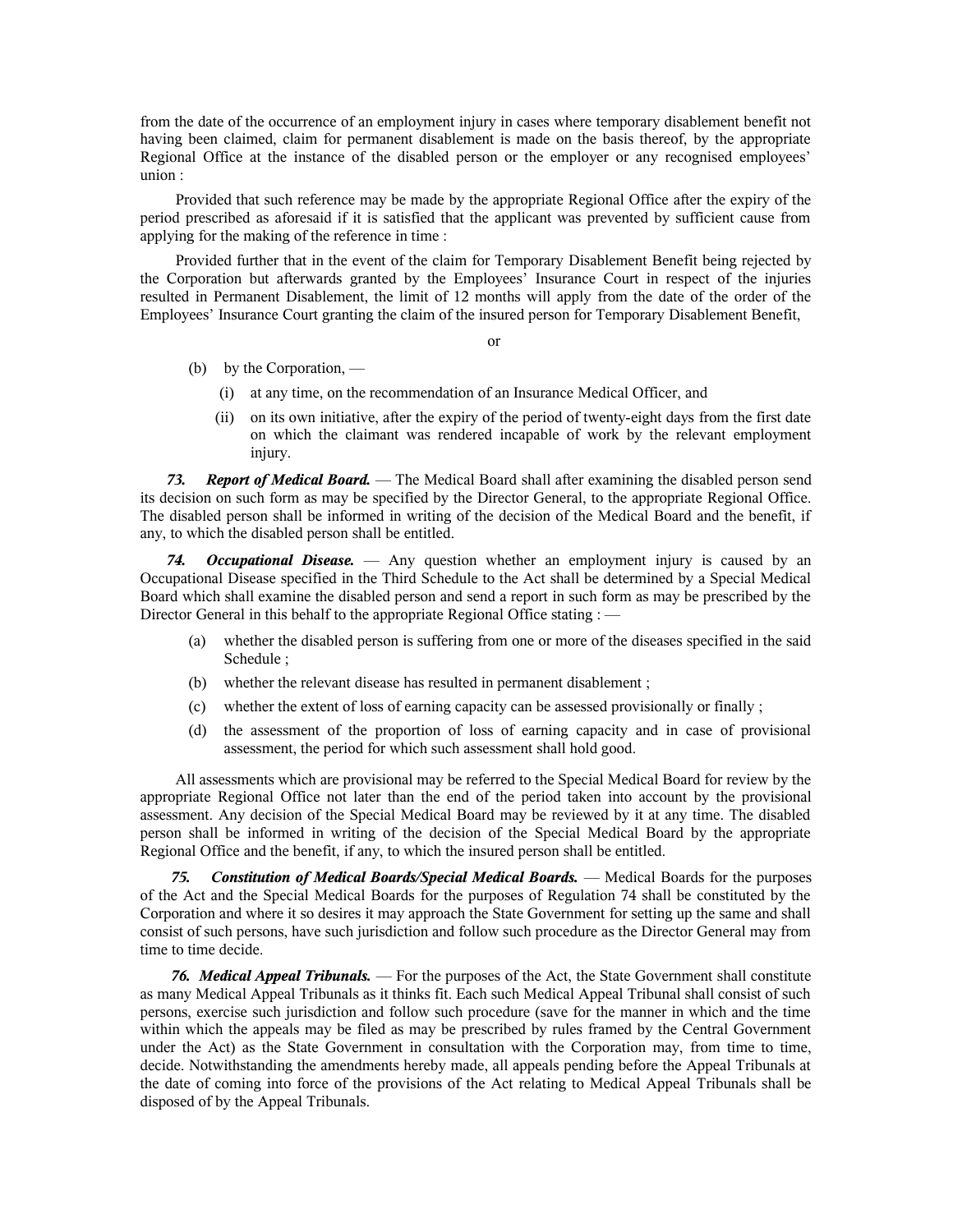from the date of the occurrence of an employment injury in cases where temporary disablement benefit not having been claimed, claim for permanent disablement is made on the basis thereof, by the appropriate Regional Office at the instance of the disabled person or the employer or any recognised employees' union :

Provided that such reference may be made by the appropriate Regional Office after the expiry of the period prescribed as aforesaid if it is satisfied that the applicant was prevented by sufficient cause from applying for the making of the reference in time :

Provided further that in the event of the claim for Temporary Disablement Benefit being rejected by the Corporation but afterwards granted by the Employees' Insurance Court in respect of the injuries resulted in Permanent Disablement, the limit of 12 months will apply from the date of the order of the Employees' Insurance Court granting the claim of the insured person for Temporary Disablement Benefit,

or

(b) by the Corporation, —

(i) at any time, on the recommendation of an Insurance Medical Officer, and

(ii) on its own initiative, after the expiry of the period of twenty-eight days from the first date on which the claimant was rendered incapable of work by the relevant employment injury.

***73. Report of Medical Board.*** — The Medical Board shall after examining the disabled person send its decision on such form as may be specified by the Director General, to the appropriate Regional Office. The disabled person shall be informed in writing of the decision of the Medical Board and the benefit, if any, to which the disabled person shall be entitled.

***74. Occupational Disease.*** — Any question whether an employment injury is caused by an Occupational Disease specified in the Third Schedule to the Act shall be determined by a Special Medical Board which shall examine the disabled person and send a report in such form as may be prescribed by the Director General in this behalf to the appropriate Regional Office stating : —

(a) whether the disabled person is suffering from one or more of the diseases specified in the said Schedule ;

(b) whether the relevant disease has resulted in permanent disablement ;

(c) whether the extent of loss of earning capacity can be assessed provisionally or finally ;

(d) the assessment of the proportion of loss of earning capacity and in case of provisional assessment, the period for which such assessment shall hold good.

All assessments which are provisional may be referred to the Special Medical Board for review by the appropriate Regional Office not later than the end of the period taken into account by the provisional assessment. Any decision of the Special Medical Board may be reviewed by it at any time. The disabled person shall be informed in writing of the decision of the Special Medical Board by the appropriate Regional Office and the benefit, if any, to which the insured person shall be entitled.

***75. Constitution of Medical Boards/Special Medical Boards.*** — Medical Boards for the purposes of the Act and the Special Medical Boards for the purposes of Regulation 74 shall be constituted by the Corporation and where it so desires it may approach the State Government for setting up the same and shall consist of such persons, have such jurisdiction and follow such procedure as the Director General may from time to time decide.

***76. Medical Appeal Tribunals.*** — For the purposes of the Act, the State Government shall constitute as many Medical Appeal Tribunals as it thinks fit. Each such Medical Appeal Tribunal shall consist of such persons, exercise such jurisdiction and follow such procedure (save for the manner in which and the time within which the appeals may be filed as may be prescribed by rules framed by the Central Government under the Act) as the State Government in consultation with the Corporation may, from time to time, decide. Notwithstanding the amendments hereby made, all appeals pending before the Appeal Tribunals at the date of coming into force of the provisions of the Act relating to Medical Appeal Tribunals shall be disposed of by the Appeal Tribunals.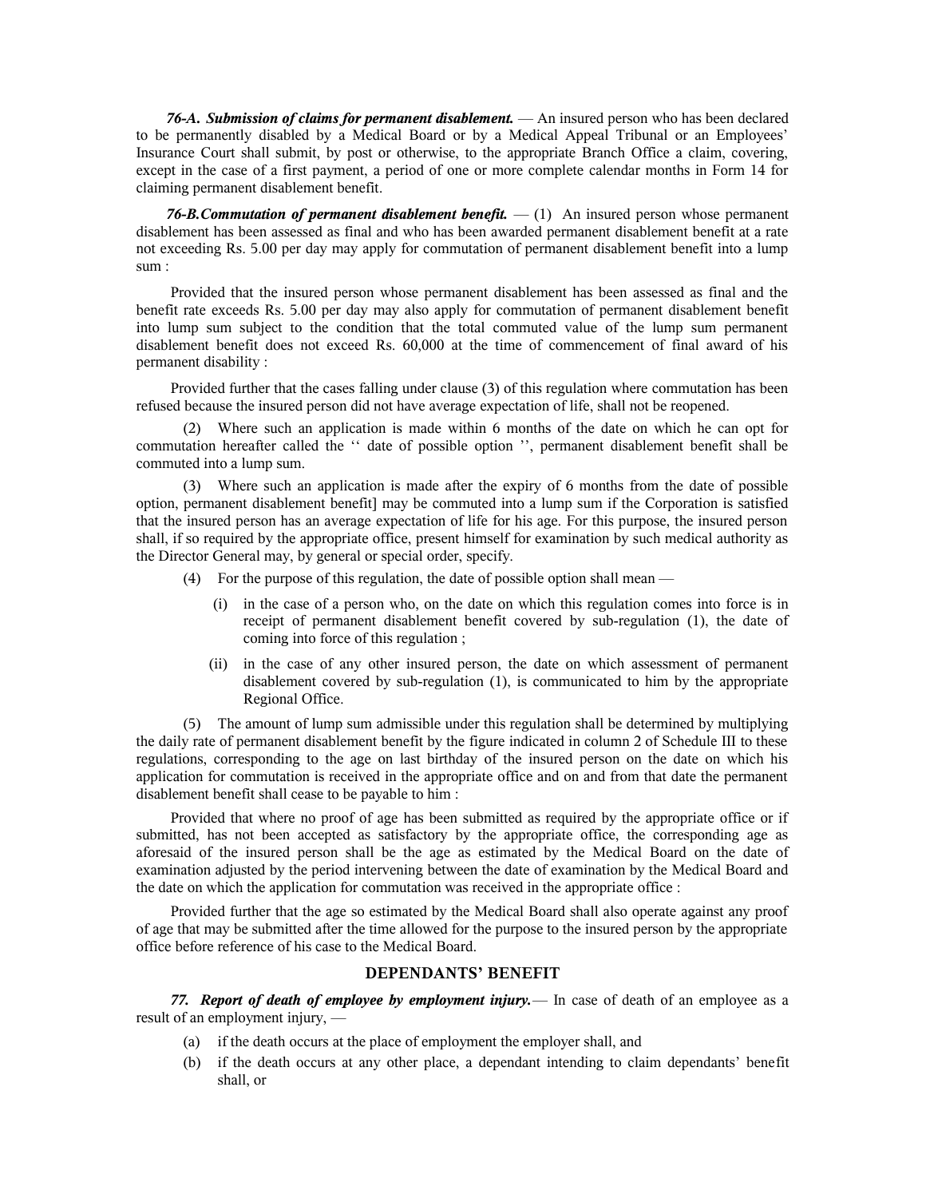***76-A. Submission of claims for permanent disablement.*** — An insured person who has been declared to be permanently disabled by a Medical Board or by a Medical Appeal Tribunal or an Employees' Insurance Court shall submit, by post or otherwise, to the appropriate Branch Office a claim, covering, except in the case of a first payment, a period of one or more complete calendar months in Form 14 for claiming permanent disablement benefit.

***76-B.Commutation of permanent disablement benefit.*** — (1) An insured person whose permanent disablement has been assessed as final and who has been awarded permanent disablement benefit at a rate not exceeding Rs. 5.00 per day may apply for commutation of permanent disablement benefit into a lump sum :

Provided that the insured person whose permanent disablement has been assessed as final and the benefit rate exceeds Rs. 5.00 per day may also apply for commutation of permanent disablement benefit into lump sum subject to the condition that the total commuted value of the lump sum permanent disablement benefit does not exceed Rs. 60,000 at the time of commencement of final award of his permanent disability :

Provided further that the cases falling under clause (3) of this regulation where commutation has been refused because the insured person did not have average expectation of life, shall not be reopened.

(2) Where such an application is made within 6 months of the date on which he can opt for commutation hereafter called the ‘‘ date of possible option ’’, permanent disablement benefit shall be commuted into a lump sum.

(3) Where such an application is made after the expiry of 6 months from the date of possible option, permanent disablement benefit] may be commuted into a lump sum if the Corporation is satisfied that the insured person has an average expectation of life for his age. For this purpose, the insured person shall, if so required by the appropriate office, present himself for examination by such medical authority as the Director General may, by general or special order, specify.

(4) For the purpose of this regulation, the date of possible option shall mean —

(i) in the case of a person who, on the date on which this regulation comes into force is in receipt of permanent disablement benefit covered by sub-regulation (1), the date of coming into force of this regulation ;

(ii) in the case of any other insured person, the date on which assessment of permanent disablement covered by sub-regulation (1), is communicated to him by the appropriate Regional Office.

(5) The amount of lump sum admissible under this regulation shall be determined by multiplying the daily rate of permanent disablement benefit by the figure indicated in column 2 of Schedule III to these regulations, corresponding to the age on last birthday of the insured person on the date on which his application for commutation is received in the appropriate office and on and from that date the permanent disablement benefit shall cease to be payable to him :

Provided that where no proof of age has been submitted as required by the appropriate office or if submitted, has not been accepted as satisfactory by the appropriate office, the corresponding age as aforesaid of the insured person shall be the age as estimated by the Medical Board on the date of examination adjusted by the period intervening between the date of examination by the Medical Board and the date on which the application for commutation was received in the appropriate office :

Provided further that the age so estimated by the Medical Board shall also operate against any proof of age that may be submitted after the time allowed for the purpose to the insured person by the appropriate office before reference of his case to the Medical Board.

## DEPENDANTS' BENEFIT

***77. Report of death of employee by employment injury.***— In case of death of an employee as a result of an employment injury, —

(a) if the death occurs at the place of employment the employer shall, and

(b) if the death occurs at any other place, a dependant intending to claim dependants' benefit shall, or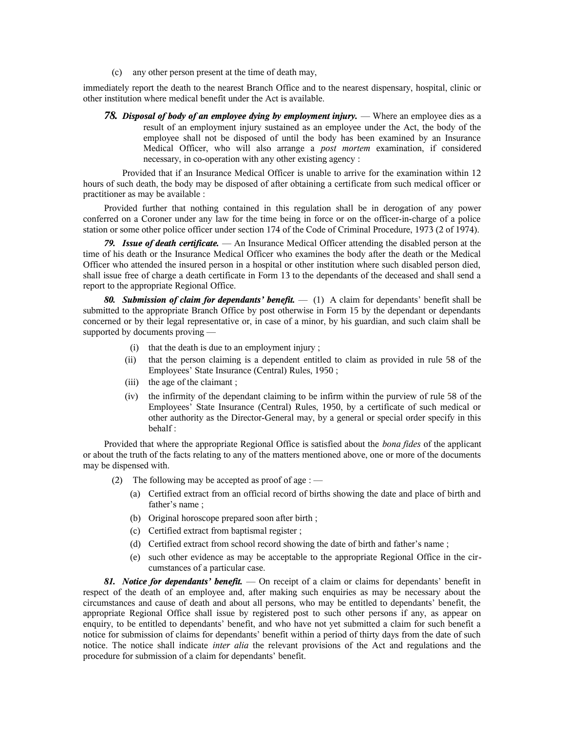(c) any other person present at the time of death may,

immediately report the death to the nearest Branch Office and to the nearest dispensary, hospital, clinic or other institution where medical benefit under the Act is available.

***78. Disposal of body of an employee dying by employment injury.*** — Where an employee dies as a result of an employment injury sustained as an employee under the Act, the body of the employee shall not be disposed of until the body has been examined by an Insurance Medical Officer, who will also arrange a *post mortem* examination, if considered necessary, in co-operation with any other existing agency :

Provided that if an Insurance Medical Officer is unable to arrive for the examination within 12 hours of such death, the body may be disposed of after obtaining a certificate from such medical officer or practitioner as may be available :

Provided further that nothing contained in this regulation shall be in derogation of any power conferred on a Coroner under any law for the time being in force or on the officer-in-charge of a police station or some other police officer under section 174 of the Code of Criminal Procedure, 1973 (2 of 1974).

***79. Issue of death certificate.*** — An Insurance Medical Officer attending the disabled person at the time of his death or the Insurance Medical Officer who examines the body after the death or the Medical Officer who attended the insured person in a hospital or other institution where such disabled person died, shall issue free of charge a death certificate in Form 13 to the dependants of the deceased and shall send a report to the appropriate Regional Office.

***80. Submission of claim for dependants' benefit.*** — (1) A claim for dependants' benefit shall be submitted to the appropriate Branch Office by post otherwise in Form 15 by the dependant or dependants concerned or by their legal representative or, in case of a minor, by his guardian, and such claim shall be supported by documents proving —

(i) that the death is due to an employment injury ;

(ii) that the person claiming is a dependent entitled to claim as provided in rule 58 of the Employees' State Insurance (Central) Rules, 1950 ;

(iii) the age of the claimant ;

(iv) the infirmity of the dependant claiming to be infirm within the purview of rule 58 of the Employees' State Insurance (Central) Rules, 1950, by a certificate of such medical or other authority as the Director-General may, by a general or special order specify in this behalf :

Provided that where the appropriate Regional Office is satisfied about the *bona fides* of the applicant or about the truth of the facts relating to any of the matters mentioned above, one or more of the documents may be dispensed with.

(2) The following may be accepted as proof of age : —

(a) Certified extract from an official record of births showing the date and place of birth and father's name ;

(b) Original horoscope prepared soon after birth ;

(c) Certified extract from baptismal register ;

(d) Certified extract from school record showing the date of birth and father's name ;

(e) such other evidence as may be acceptable to the appropriate Regional Office in the circumstances of a particular case.

***81. Notice for dependants' benefit.*** — On receipt of a claim or claims for dependants' benefit in respect of the death of an employee and, after making such enquiries as may be necessary about the circumstances and cause of death and about all persons, who may be entitled to dependants' benefit, the appropriate Regional Office shall issue by registered post to such other persons if any, as appear on enquiry, to be entitled to dependants' benefit, and who have not yet submitted a claim for such benefit a notice for submission of claims for dependants' benefit within a period of thirty days from the date of such notice. The notice shall indicate *inter alia* the relevant provisions of the Act and regulations and the procedure for submission of a claim for dependants' benefit.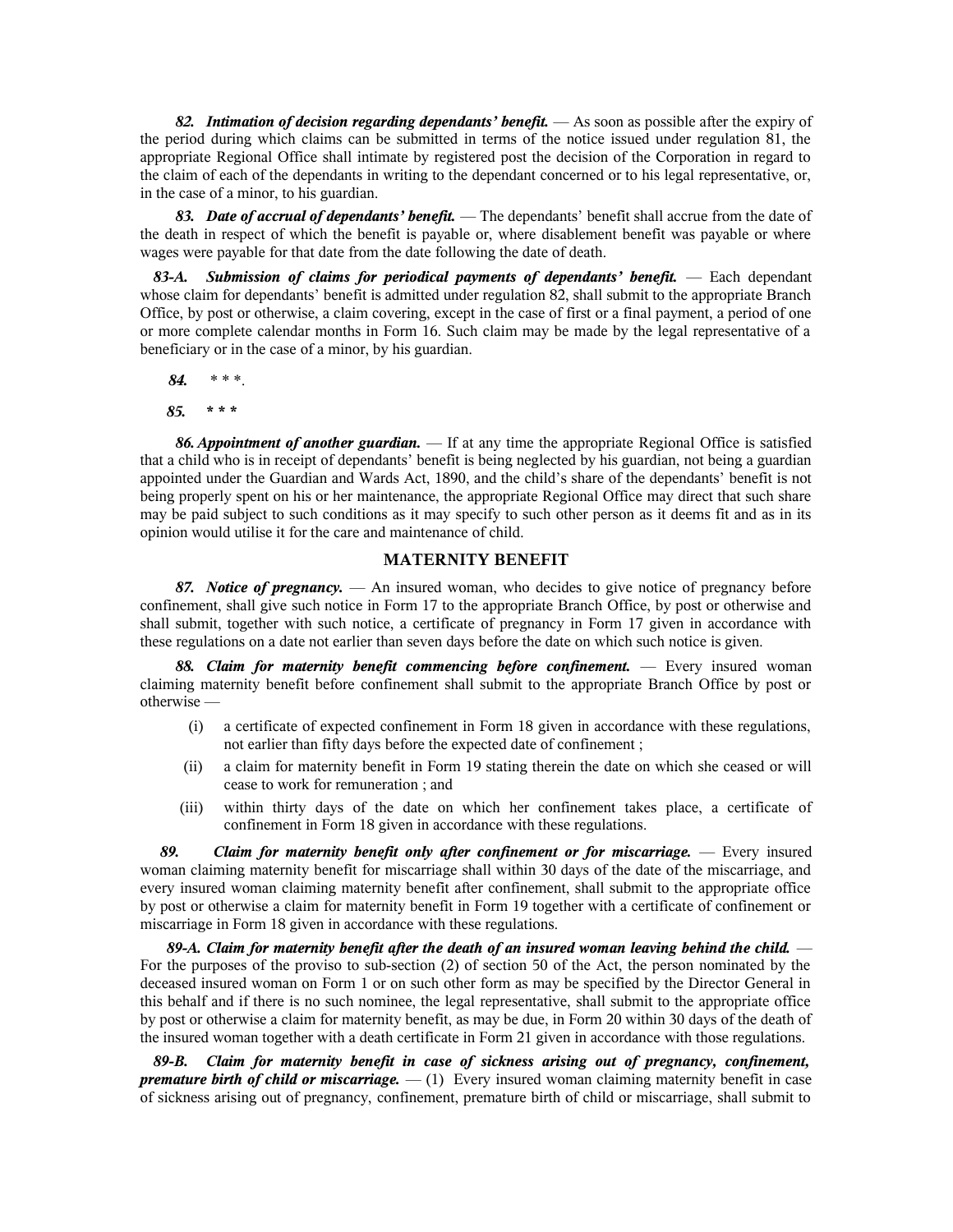***82. Intimation of decision regarding dependants' benefit.*** — As soon as possible after the expiry of the period during which claims can be submitted in terms of the notice issued under regulation 81, the appropriate Regional Office shall intimate by registered post the decision of the Corporation in regard to the claim of each of the dependants in writing to the dependant concerned or to his legal representative, or, in the case of a minor, to his guardian.

***83. Date of accrual of dependants' benefit.*** — The dependants' benefit shall accrue from the date of the death in respect of which the benefit is payable or, where disablement benefit was payable or where wages were payable for that date from the date following the date of death.

***83-A. Submission of claims for periodical payments of dependants' benefit.*** — Each dependant whose claim for dependants' benefit is admitted under regulation 82, shall submit to the appropriate Branch Office, by post or otherwise, a claim covering, except in the case of first or a final payment, a period of one or more complete calendar months in Form 16. Such claim may be made by the legal representative of a beneficiary or in the case of a minor, by his guardian.

***84.*** * * *.

***85.*** *** * * ***

***86. Appointment of another guardian.*** — If at any time the appropriate Regional Office is satisfied that a child who is in receipt of dependants' benefit is being neglected by his guardian, not being a guardian appointed under the Guardian and Wards Act, 1890, and the child's share of the dependants' benefit is not being properly spent on his or her maintenance, the appropriate Regional Office may direct that such share may be paid subject to such conditions as it may specify to such other person as it deems fit and as in its opinion would utilise it for the care and maintenance of child.

## MATERNITY BENEFIT

***87. Notice of pregnancy.*** — An insured woman, who decides to give notice of pregnancy before confinement, shall give such notice in Form 17 to the appropriate Branch Office, by post or otherwise and shall submit, together with such notice, a certificate of pregnancy in Form 17 given in accordance with these regulations on a date not earlier than seven days before the date on which such notice is given.

***88. Claim for maternity benefit commencing before confinement.*** — Every insured woman claiming maternity benefit before confinement shall submit to the appropriate Branch Office by post or otherwise —

(i) a certificate of expected confinement in Form 18 given in accordance with these regulations, not earlier than fifty days before the expected date of confinement ;

(ii) a claim for maternity benefit in Form 19 stating therein the date on which she ceased or will cease to work for remuneration ; and

(iii) within thirty days of the date on which her confinement takes place, a certificate of confinement in Form 18 given in accordance with these regulations.

***89. Claim for maternity benefit only after confinement or for miscarriage.*** — Every insured woman claiming maternity benefit for miscarriage shall within 30 days of the date of the miscarriage, and every insured woman claiming maternity benefit after confinement, shall submit to the appropriate office by post or otherwise a claim for maternity benefit in Form 19 together with a certificate of confinement or miscarriage in Form 18 given in accordance with these regulations.

***89-A. Claim for maternity benefit after the death of an insured woman leaving behind the child.*** — For the purposes of the proviso to sub-section (2) of section 50 of the Act, the person nominated by the deceased insured woman on Form 1 or on such other form as may be specified by the Director General in this behalf and if there is no such nominee, the legal representative, shall submit to the appropriate office by post or otherwise a claim for maternity benefit, as may be due, in Form 20 within 30 days of the death of the insured woman together with a death certificate in Form 21 given in accordance with those regulations.

***89-B. Claim for maternity benefit in case of sickness arising out of pregnancy, confinement, premature birth of child or miscarriage.*** — (1) Every insured woman claiming maternity benefit in case of sickness arising out of pregnancy, confinement, premature birth of child or miscarriage, shall submit to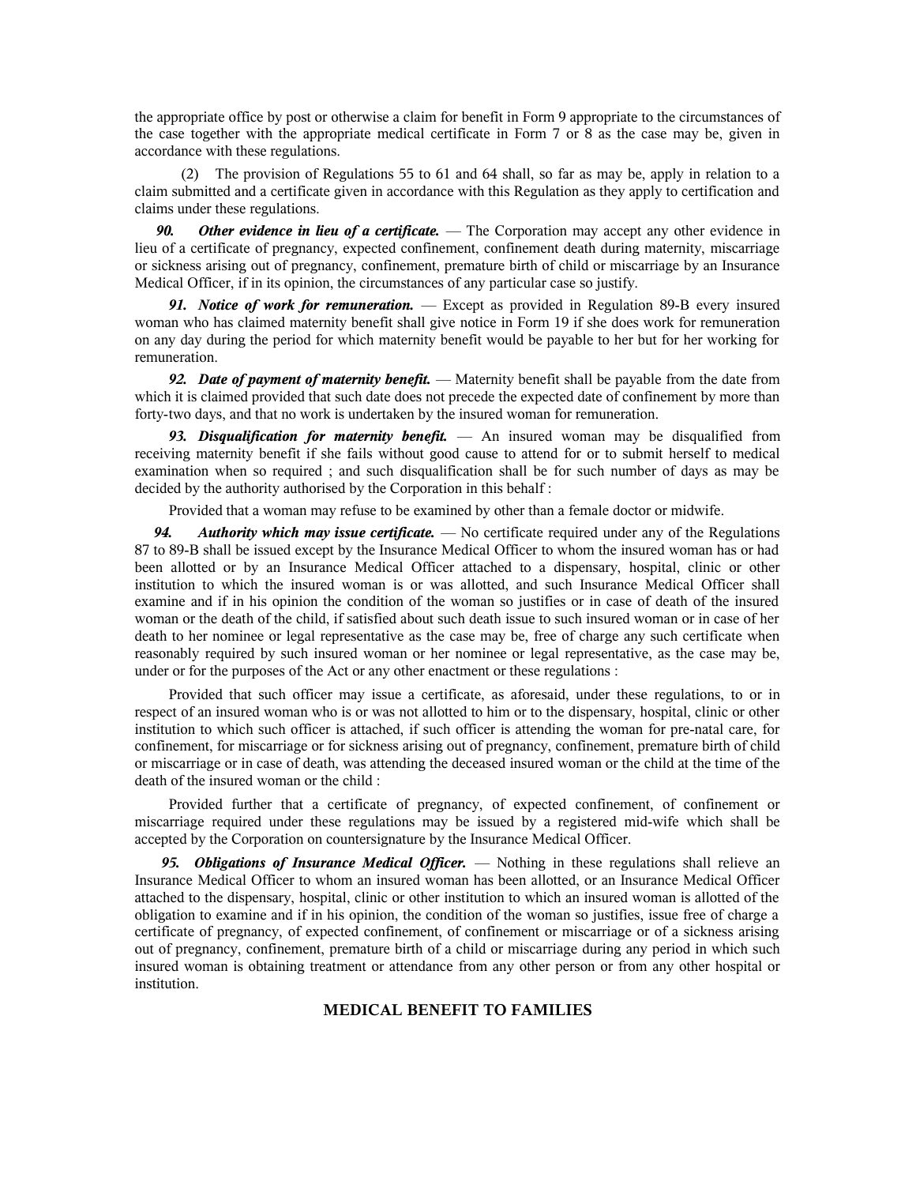the appropriate office by post or otherwise a claim for benefit in Form 9 appropriate to the circumstances of the case together with the appropriate medical certificate in Form 7 or 8 as the case may be, given in accordance with these regulations.

(2) The provision of Regulations 55 to 61 and 64 shall, so far as may be, apply in relation to a claim submitted and a certificate given in accordance with this Regulation as they apply to certification and claims under these regulations.

***90. Other evidence in lieu of a certificate.*** — The Corporation may accept any other evidence in lieu of a certificate of pregnancy, expected confinement, confinement death during maternity, miscarriage or sickness arising out of pregnancy, confinement, premature birth of child or miscarriage by an Insurance Medical Officer, if in its opinion, the circumstances of any particular case so justify.

***91. Notice of work for remuneration.*** — Except as provided in Regulation 89-B every insured woman who has claimed maternity benefit shall give notice in Form 19 if she does work for remuneration on any day during the period for which maternity benefit would be payable to her but for her working for remuneration.

***92. Date of payment of maternity benefit.*** — Maternity benefit shall be payable from the date from which it is claimed provided that such date does not precede the expected date of confinement by more than forty-two days, and that no work is undertaken by the insured woman for remuneration.

***93. Disqualification for maternity benefit.*** — An insured woman may be disqualified from receiving maternity benefit if she fails without good cause to attend for or to submit herself to medical examination when so required ; and such disqualification shall be for such number of days as may be decided by the authority authorised by the Corporation in this behalf :

Provided that a woman may refuse to be examined by other than a female doctor or midwife.

***94. Authority which may issue certificate.*** — No certificate required under any of the Regulations 87 to 89-B shall be issued except by the Insurance Medical Officer to whom the insured woman has or had been allotted or by an Insurance Medical Officer attached to a dispensary, hospital, clinic or other institution to which the insured woman is or was allotted, and such Insurance Medical Officer shall examine and if in his opinion the condition of the woman so justifies or in case of death of the insured woman or the death of the child, if satisfied about such death issue to such insured woman or in case of her death to her nominee or legal representative as the case may be, free of charge any such certificate when reasonably required by such insured woman or her nominee or legal representative, as the case may be, under or for the purposes of the Act or any other enactment or these regulations :

Provided that such officer may issue a certificate, as aforesaid, under these regulations, to or in respect of an insured woman who is or was not allotted to him or to the dispensary, hospital, clinic or other institution to which such officer is attached, if such officer is attending the woman for pre-natal care, for confinement, for miscarriage or for sickness arising out of pregnancy, confinement, premature birth of child or miscarriage or in case of death, was attending the deceased insured woman or the child at the time of the death of the insured woman or the child :

Provided further that a certificate of pregnancy, of expected confinement, of confinement or miscarriage required under these regulations may be issued by a registered mid-wife which shall be accepted by the Corporation on countersignature by the Insurance Medical Officer.

***95. Obligations of Insurance Medical Officer.*** — Nothing in these regulations shall relieve an Insurance Medical Officer to whom an insured woman has been allotted, or an Insurance Medical Officer attached to the dispensary, hospital, clinic or other institution to which an insured woman is allotted of the obligation to examine and if in his opinion, the condition of the woman so justifies, issue free of charge a certificate of pregnancy, of expected confinement, of confinement or miscarriage or of a sickness arising out of pregnancy, confinement, premature birth of a child or miscarriage during any period in which such insured woman is obtaining treatment or attendance from any other person or from any other hospital or institution.

## MEDICAL BENEFIT TO FAMILIES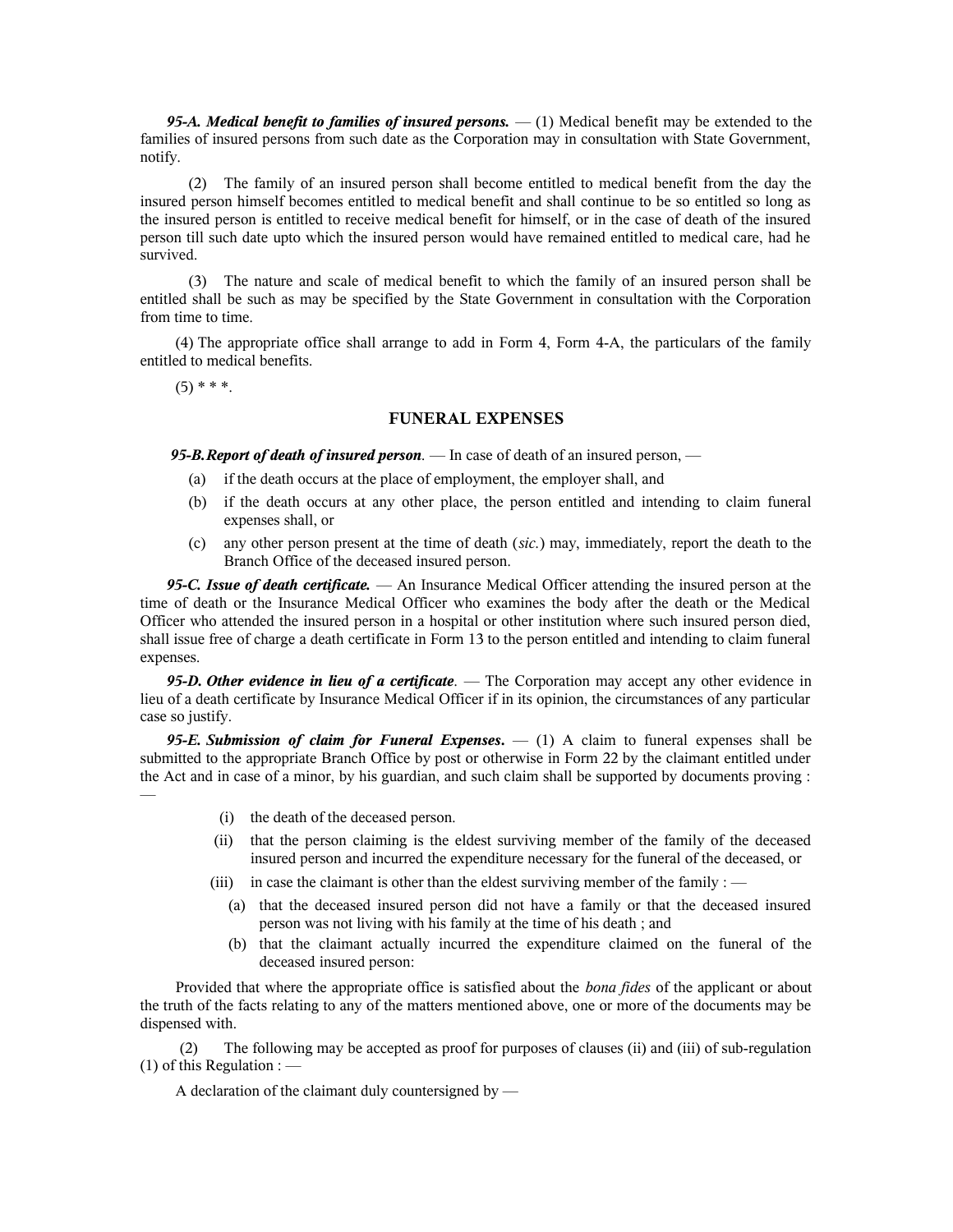***95-A. Medical benefit to families of insured persons.*** — (1) Medical benefit may be extended to the families of insured persons from such date as the Corporation may in consultation with State Government, notify.

(2) The family of an insured person shall become entitled to medical benefit from the day the insured person himself becomes entitled to medical benefit and shall continue to be so entitled so long as the insured person is entitled to receive medical benefit for himself, or in the case of death of the insured person till such date upto which the insured person would have remained entitled to medical care, had he survived.

(3) The nature and scale of medical benefit to which the family of an insured person shall be entitled shall be such as may be specified by the State Government in consultation with the Corporation from time to time.

(4) The appropriate office shall arrange to add in Form 4, Form 4-A, the particulars of the family entitled to medical benefits.

(5) * * *.

## FUNERAL EXPENSES

***95-B. Report of death of insured person***. — In case of death of an insured person, —

(a) if the death occurs at the place of employment, the employer shall, and

(b) if the death occurs at any other place, the person entitled and intending to claim funeral expenses shall, or

(c) any other person present at the time of death (*sic.*) may, immediately, report the death to the Branch Office of the deceased insured person.

***95-C. Issue of death certificate.*** — An Insurance Medical Officer attending the insured person at the time of death or the Insurance Medical Officer who examines the body after the death or the Medical Officer who attended the insured person in a hospital or other institution where such insured person died, shall issue free of charge a death certificate in Form 13 to the person entitled and intending to claim funeral expenses.

***95-D. Other evidence in lieu of a certificate***. — The Corporation may accept any other evidence in lieu of a death certificate by Insurance Medical Officer if in its opinion, the circumstances of any particular case so justify.

***95-E. Submission of claim for Funeral Expenses***. — (1) A claim to funeral expenses shall be submitted to the appropriate Branch Office by post or otherwise in Form 22 by the claimant entitled under the Act and in case of a minor, by his guardian, and such claim shall be supported by documents proving : —

(i) the death of the deceased person.

(ii) that the person claiming is the eldest surviving member of the family of the deceased insured person and incurred the expenditure necessary for the funeral of the deceased, or

(iii) in case the claimant is other than the eldest surviving member of the family : —

(a) that the deceased insured person did not have a family or that the deceased insured person was not living with his family at the time of his death ; and

(b) that the claimant actually incurred the expenditure claimed on the funeral of the deceased insured person:

Provided that where the appropriate office is satisfied about the *bona fides* of the applicant or about the truth of the facts relating to any of the matters mentioned above, one or more of the documents may be dispensed with.

(2) The following may be accepted as proof for purposes of clauses (ii) and (iii) of sub-regulation (1) of this Regulation : —

A declaration of the claimant duly countersigned by —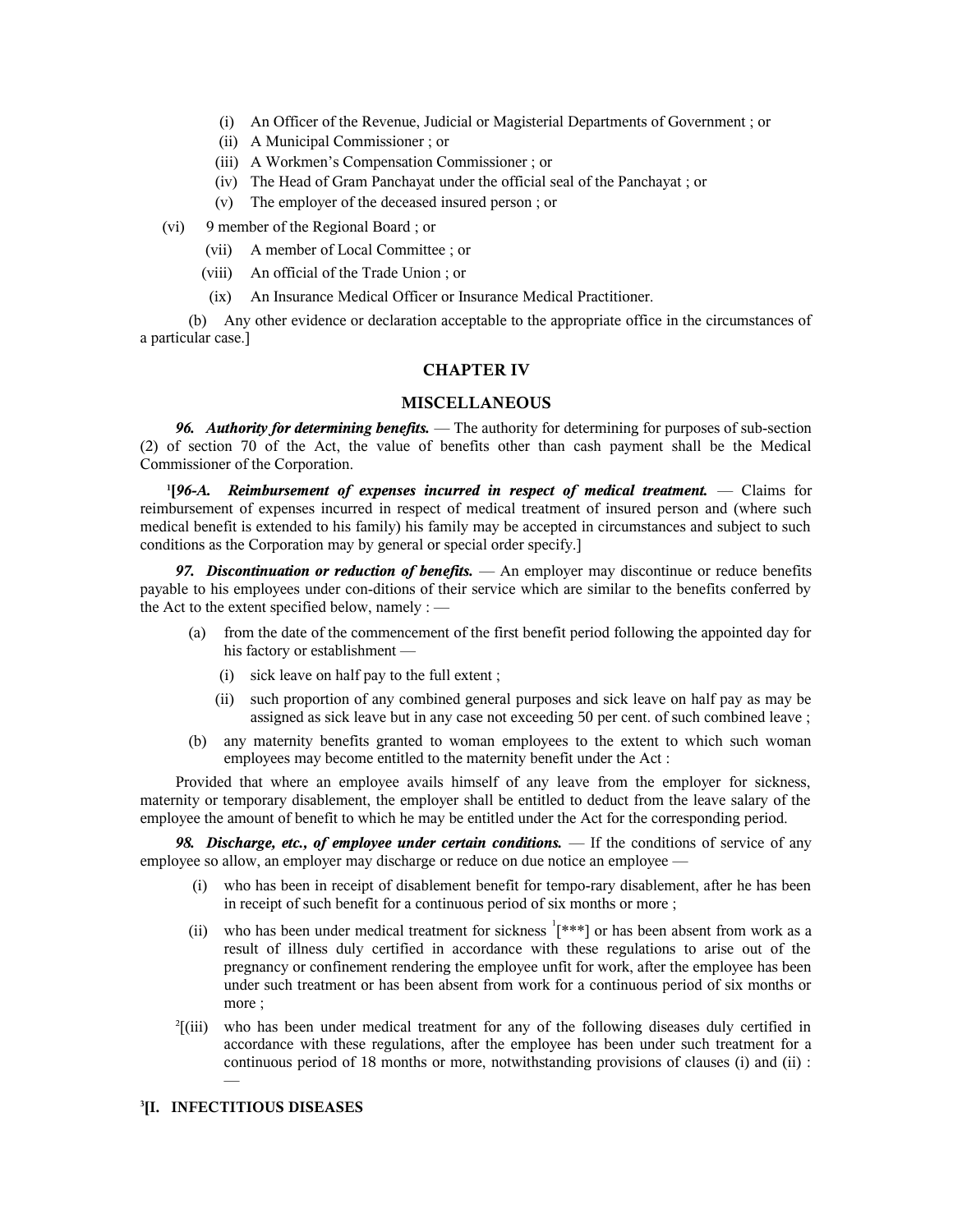(i) An Officer of the Revenue, Judicial or Magisterial Departments of Government ; or

(ii) A Municipal Commissioner ; or

(iii) A Workmen's Compensation Commissioner ; or

(iv) The Head of Gram Panchayat under the official seal of the Panchayat ; or

(v) The employer of the deceased insured person ; or

(vi) 9 member of the Regional Board ; or

(vii) A member of Local Committee ; or

(viii) An official of the Trade Union ; or

(ix) An Insurance Medical Officer or Insurance Medical Practitioner.

(b) Any other evidence or declaration acceptable to the appropriate office in the circumstances of a particular case.]

## CHAPTER IV

## MISCELLANEOUS

***96. Authority for determining benefits.*** — The authority for determining for purposes of sub-section (2) of section 70 of the Act, the value of benefits other than cash payment shall be the Medical Commissioner of the Corporation.

[1][***96-A. Reimbursement of expenses incurred in respect of medical treatment.*** — Claims for reimbursement of expenses incurred in respect of medical treatment of insured person and (where such medical benefit is extended to his family) his family may be accepted in circumstances and subject to such conditions as the Corporation may by general or special order specify.]

***97. Discontinuation or reduction of benefits.*** — An employer may discontinue or reduce benefits payable to his employees under con-ditions of their service which are similar to the benefits conferred by the Act to the extent specified below, namely : —

(a) from the date of the commencement of the first benefit period following the appointed day for his factory or establishment —

(i) sick leave on half pay to the full extent ;

(ii) such proportion of any combined general purposes and sick leave on half pay as may be assigned as sick leave but in any case not exceeding 50 per cent. of such combined leave ;

(b) any maternity benefits granted to woman employees to the extent to which such woman employees may become entitled to the maternity benefit under the Act :

Provided that where an employee avails himself of any leave from the employer for sickness, maternity or temporary disablement, the employer shall be entitled to deduct from the leave salary of the employee the amount of benefit to which he may be entitled under the Act for the corresponding period.

***98. Discharge, etc., of employee under certain conditions.*** — If the conditions of service of any employee so allow, an employer may discharge or reduce on due notice an employee —

(i) who has been in receipt of disablement benefit for tempo-rary disablement, after he has been in receipt of such benefit for a continuous period of six months or more ;

(ii) who has been under medical treatment for sickness [1][***] or has been absent from work as a result of illness duly certified in accordance with these regulations to arise out of the pregnancy or confinement rendering the employee unfit for work, after the employee has been under such treatment or has been absent from work for a continuous period of six months or more ;

[2][(iii) who has been under medical treatment for any of the following diseases duly certified in accordance with these regulations, after the employee has been under such treatment for a continuous period of 18 months or more, notwithstanding provisions of clauses (i) and (ii) : —

[3][**I. INFECTITIOUS DISEASES**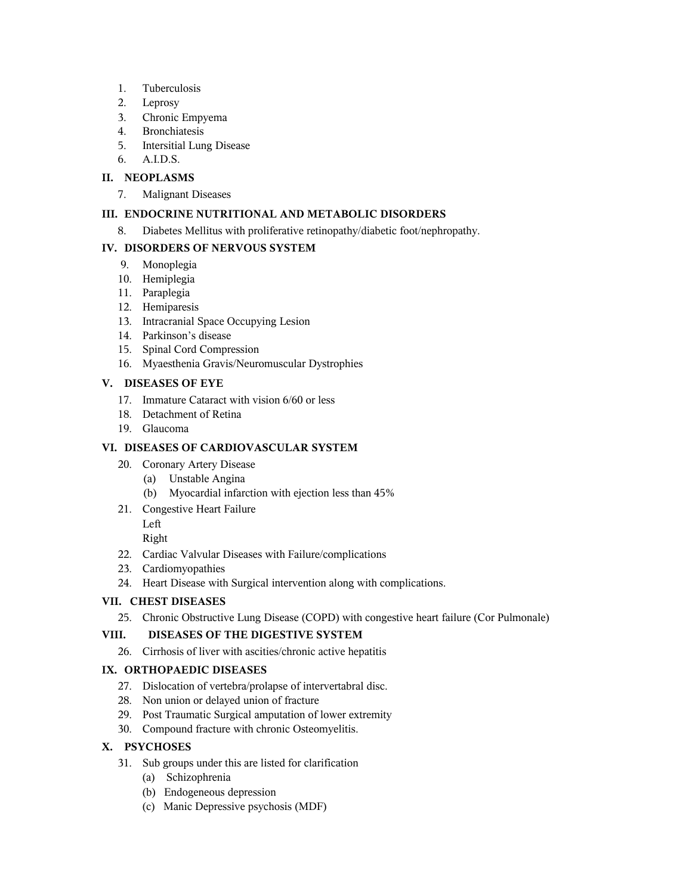1. Tuberculosis
2. Leprosy
3. Chronic Empyema
4. Bronchiatesis
5. Intersitial Lung Disease
6. A.I.D.S.

### II. NEOPLASMS

7. Malignant Diseases

### III. ENDOCRINE NUTRITIONAL AND METABOLIC DISORDERS

8. Diabetes Mellitus with proliferative retinopathy/diabetic foot/nephropathy.

### IV. DISORDERS OF NERVOUS SYSTEM

9. Monoplegia
10. Hemiplegia
11. Paraplegia
12. Hemiparesis
13. Intracranial Space Occupying Lesion
14. Parkinson's disease
15. Spinal Cord Compression
16. Myaesthenia Gravis/Neuromuscular Dystrophies

### V. DISEASES OF EYE

17. Immature Cataract with vision 6/60 or less
18. Detachment of Retina
19. Glaucoma

### VI. DISEASES OF CARDIOVASCULAR SYSTEM

20. Coronary Artery Disease
    - (a) Unstable Angina
    - (b) Myocardial infarction with ejection less than 45%
21. Congestive Heart Failure
    Left
    Right
22. Cardiac Valvular Diseases with Failure/complications
23. Cardiomyopathies
24. Heart Disease with Surgical intervention along with complications.

### VII. CHEST DISEASES

25. Chronic Obstructive Lung Disease (COPD) with congestive heart failure (Cor Pulmonale)

### VIII. DISEASES OF THE DIGESTIVE SYSTEM

26. Cirrhosis of liver with ascities/chronic active hepatitis

### IX. ORTHOPAEDIC DISEASES

27. Dislocation of vertebra/prolapse of intervertabral disc.
28. Non union or delayed union of fracture
29. Post Traumatic Surgical amputation of lower extremity
30. Compound fracture with chronic Osteomyelitis.

### X. PSYCHOSES

31. Sub groups under this are listed for clarification
    - (a) Schizophrenia
    - (b) Endogeneous depression
    - (c) Manic Depressive psychosis (MDF)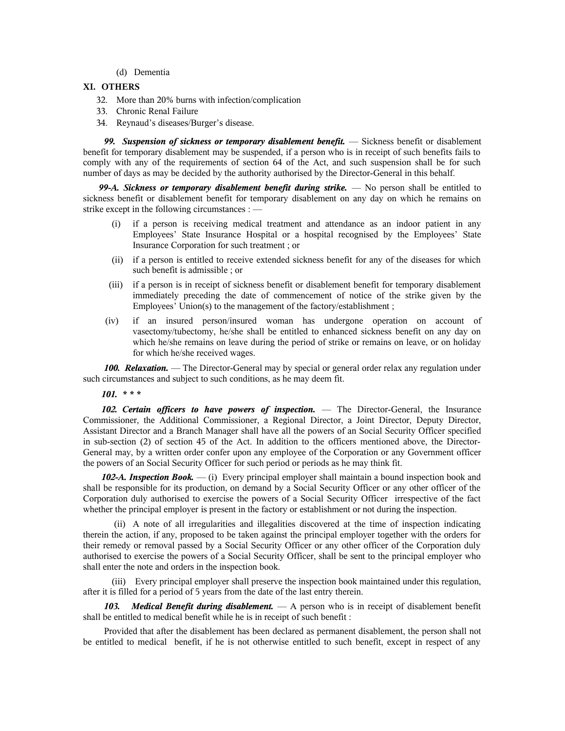(d) Dementia

**XI. OTHERS**

32. More than 20% burns with infection/complication
33. Chronic Renal Failure
34. Reynaud's diseases/Burger's disease.

***99. Suspension of sickness or temporary disablement benefit.*** — Sickness benefit or disablement benefit for temporary disablement may be suspended, if a person who is in receipt of such benefits fails to comply with any of the requirements of section 64 of the Act, and such suspension shall be for such number of days as may be decided by the authority authorised by the Director-General in this behalf.

***99-A. Sickness or temporary disablement benefit during strike.*** — No person shall be entitled to sickness benefit or disablement benefit for temporary disablement on any day on which he remains on strike except in the following circumstances : —

(i) if a person is receiving medical treatment and attendance as an indoor patient in any Employees' State Insurance Hospital or a hospital recognised by the Employees' State Insurance Corporation for such treatment ; or

(ii) if a person is entitled to receive extended sickness benefit for any of the diseases for which such benefit is admissible ; or

(iii) if a person is in receipt of sickness benefit or disablement benefit for temporary disablement immediately preceding the date of commencement of notice of the strike given by the Employees' Union(s) to the management of the factory/establishment ;

(iv) if an insured person/insured woman has undergone operation on account of vasectomy/tubectomy, he/she shall be entitled to enhanced sickness benefit on any day on which he/she remains on leave during the period of strike or remains on leave, or on holiday for which he/she received wages.

***100. Relaxation.*** — The Director-General may by special or general order relax any regulation under such circumstances and subject to such conditions, as he may deem fit.

***101. * * ****

***102. Certain officers to have powers of inspection.*** — The Director-General, the Insurance Commissioner, the Additional Commissioner, a Regional Director, a Joint Director, Deputy Director, Assistant Director and a Branch Manager shall have all the powers of an Social Security Officer specified in sub-section (2) of section 45 of the Act. In addition to the officers mentioned above, the Director-General may, by a written order confer upon any employee of the Corporation or any Government officer the powers of an Social Security Officer for such period or periods as he may think fit.

***102-A. Inspection Book.*** — (i) Every principal employer shall maintain a bound inspection book and shall be responsible for its production, on demand by a Social Security Officer or any other officer of the Corporation duly authorised to exercise the powers of a Social Security Officer irrespective of the fact whether the principal employer is present in the factory or establishment or not during the inspection.

(ii) A note of all irregularities and illegalities discovered at the time of inspection indicating therein the action, if any, proposed to be taken against the principal employer together with the orders for their remedy or removal passed by a Social Security Officer or any other officer of the Corporation duly authorised to exercise the powers of a Social Security Officer, shall be sent to the principal employer who shall enter the note and orders in the inspection book.

(iii) Every principal employer shall preserve the inspection book maintained under this regulation, after it is filled for a period of 5 years from the date of the last entry therein.

***103. Medical Benefit during disablement.*** — A person who is in receipt of disablement benefit shall be entitled to medical benefit while he is in receipt of such benefit :

Provided that after the disablement has been declared as permanent disablement, the person shall not be entitled to medical benefit, if he is not otherwise entitled to such benefit, except in respect of any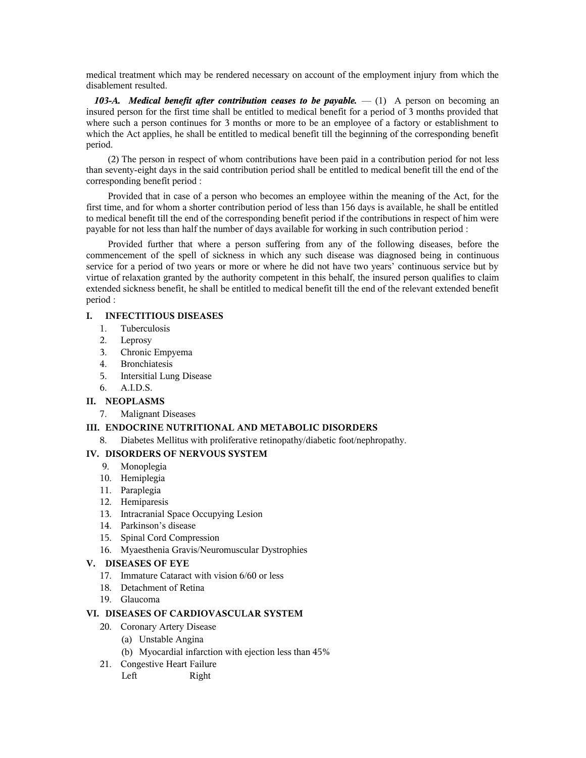medical treatment which may be rendered necessary on account of the employment injury from which the disablement resulted.

***103-A. Medical benefit after contribution ceases to be payable.*** — (1) A person on becoming an insured person for the first time shall be entitled to medical benefit for a period of 3 months provided that where such a person continues for 3 months or more to be an employee of a factory or establishment to which the Act applies, he shall be entitled to medical benefit till the beginning of the corresponding benefit period.

(2) The person in respect of whom contributions have been paid in a contribution period for not less than seventy-eight days in the said contribution period shall be entitled to medical benefit till the end of the corresponding benefit period :

Provided that in case of a person who becomes an employee within the meaning of the Act, for the first time, and for whom a shorter contribution period of less than 156 days is available, he shall be entitled to medical benefit till the end of the corresponding benefit period if the contributions in respect of him were payable for not less than half the number of days available for working in such contribution period :

Provided further that where a person suffering from any of the following diseases, before the commencement of the spell of sickness in which any such disease was diagnosed being in continuous service for a period of two years or more or where he did not have two years' continuous service but by virtue of relaxation granted by the authority competent in this behalf, the insured person qualifies to claim extended sickness benefit, he shall be entitled to medical benefit till the end of the relevant extended benefit period :

**I. INFECTITIOUS DISEASES**

1. Tuberculosis
2. Leprosy
3. Chronic Empyema
4. Bronchiatesis
5. Intersitial Lung Disease
6. A.I.D.S.

**II. NEOPLASMS**

7. Malignant Diseases

**III. ENDOCRINE NUTRITIONAL AND METABOLIC DISORDERS**

8. Diabetes Mellitus with proliferative retinopathy/diabetic foot/nephropathy.

**IV. DISORDERS OF NERVOUS SYSTEM**

9. Monoplegia
10. Hemiplegia
11. Paraplegia
12. Hemiparesis
13. Intracranial Space Occupying Lesion
14. Parkinson's disease
15. Spinal Cord Compression
16. Myaesthenia Gravis/Neuromuscular Dystrophies

**V. DISEASES OF EYE**

17. Immature Cataract with vision 6/60 or less
18. Detachment of Retina
19. Glaucoma

**VI. DISEASES OF CARDIOVASCULAR SYSTEM**

20. Coronary Artery Disease
    - (a) Unstable Angina
    - (b) Myocardial infarction with ejection less than 45%
21. Congestive Heart Failure
    Left Right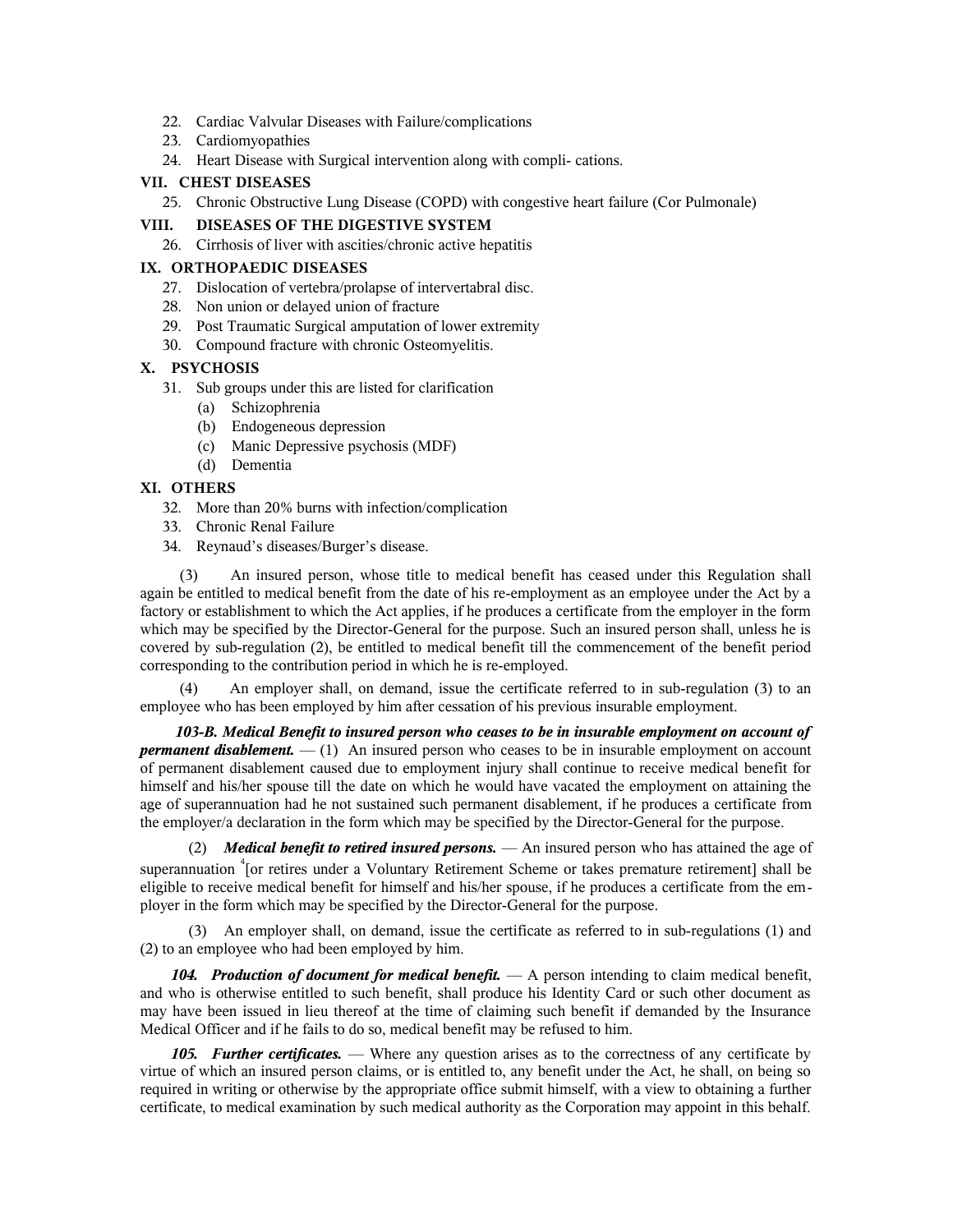22. Cardiac Valvular Diseases with Failure/complications
23. Cardiomyopathies
24. Heart Disease with Surgical intervention along with compli- cations.

**VII. CHEST DISEASES**

25. Chronic Obstructive Lung Disease (COPD) with congestive heart failure (Cor Pulmonale)

**VIII. DISEASES OF THE DIGESTIVE SYSTEM**

26. Cirrhosis of liver with ascities/chronic active hepatitis

**IX. ORTHOPAEDIC DISEASES**

27. Dislocation of vertebra/prolapse of intervertabral disc.
28. Non union or delayed union of fracture
29. Post Traumatic Surgical amputation of lower extremity
30. Compound fracture with chronic Osteomyelitis.

**X. PSYCHOSIS**

31. Sub groups under this are listed for clarification
    - (a) Schizophrenia
    - (b) Endogeneous depression
    - (c) Manic Depressive psychosis (MDF)
    - (d) Dementia

**XI. OTHERS**

32. More than 20% burns with infection/complication
33. Chronic Renal Failure
34. Reynaud's diseases/Burger's disease.

(3) An insured person, whose title to medical benefit has ceased under this Regulation shall again be entitled to medical benefit from the date of his re-employment as an employee under the Act by a factory or establishment to which the Act applies, if he produces a certificate from the employer in the form which may be specified by the Director-General for the purpose. Such an insured person shall, unless he is covered by sub-regulation (2), be entitled to medical benefit till the commencement of the benefit period corresponding to the contribution period in which he is re-employed.

(4) An employer shall, on demand, issue the certificate referred to in sub-regulation (3) to an employee who has been employed by him after cessation of his previous insurable employment.

***103-B. Medical Benefit to insured person who ceases to be in insurable employment on account of permanent disablement.*** — (1) An insured person who ceases to be in insurable employment on account of permanent disablement caused due to employment injury shall continue to receive medical benefit for himself and his/her spouse till the date on which he would have vacated the employment on attaining the age of superannuation had he not sustained such permanent disablement, if he produces a certificate from the employer/a declaration in the form which may be specified by the Director-General for the purpose.

(2) ***Medical benefit to retired insured persons.*** — An insured person who has attained the age of superannuation [4][or retires under a Voluntary Retirement Scheme or takes premature retirement] shall be eligible to receive medical benefit for himself and his/her spouse, if he produces a certificate from the employer in the form which may be specified by the Director-General for the purpose.

(3) An employer shall, on demand, issue the certificate as referred to in sub-regulations (1) and (2) to an employee who had been employed by him.

***104. Production of document for medical benefit.*** — A person intending to claim medical benefit, and who is otherwise entitled to such benefit, shall produce his Identity Card or such other document as may have been issued in lieu thereof at the time of claiming such benefit if demanded by the Insurance Medical Officer and if he fails to do so, medical benefit may be refused to him.

***105. Further certificates.*** — Where any question arises as to the correctness of any certificate by virtue of which an insured person claims, or is entitled to, any benefit under the Act, he shall, on being so required in writing or otherwise by the appropriate office submit himself, with a view to obtaining a further certificate, to medical examination by such medical authority as the Corporation may appoint in this behalf.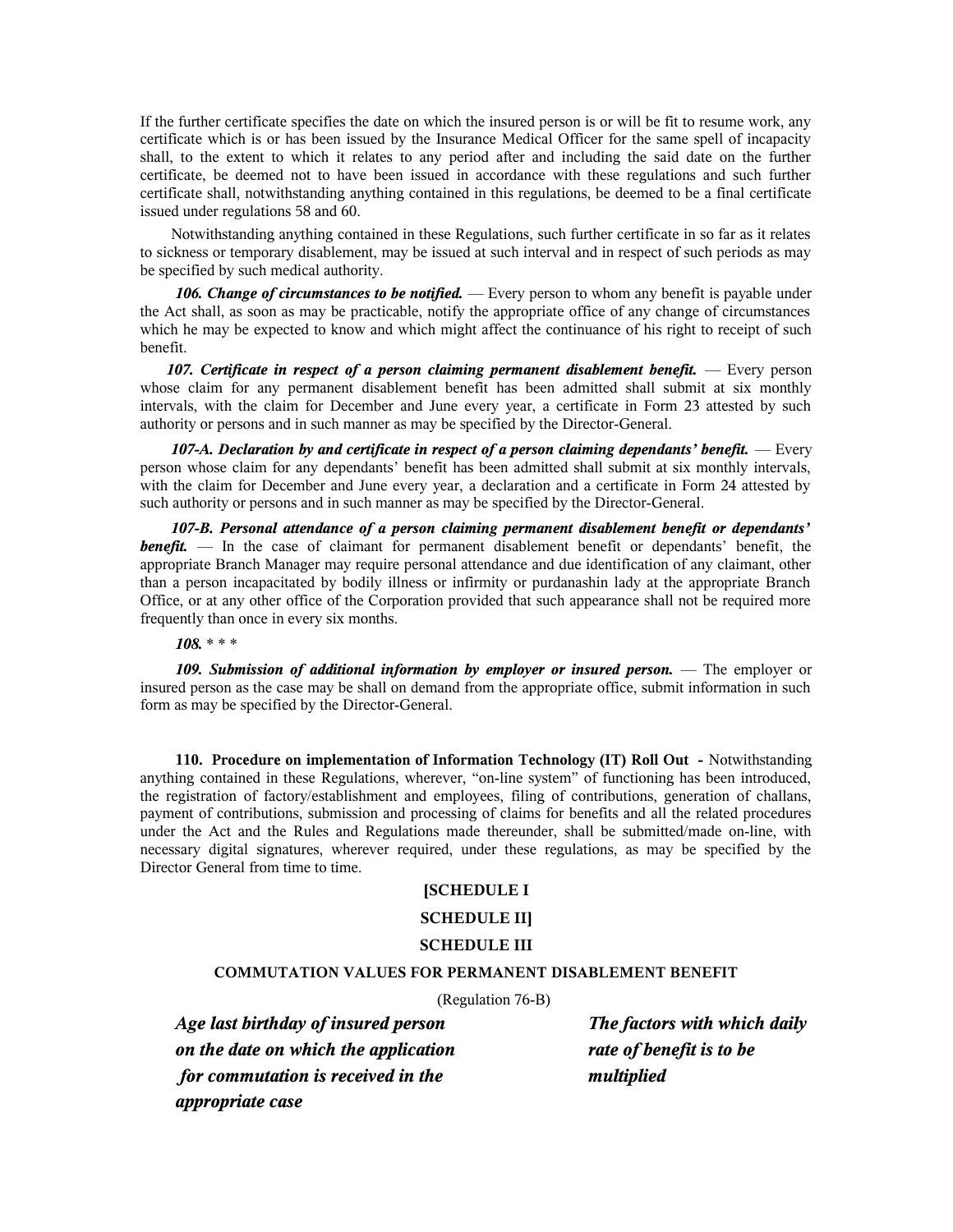If the further certificate specifies the date on which the insured person is or will be fit to resume work, any certificate which is or has been issued by the Insurance Medical Officer for the same spell of incapacity shall, to the extent to which it relates to any period after and including the said date on the further certificate, be deemed not to have been issued in accordance with these regulations and such further certificate shall, notwithstanding anything contained in this regulations, be deemed to be a final certificate issued under regulations 58 and 60.

Notwithstanding anything contained in these Regulations, such further certificate in so far as it relates to sickness or temporary disablement, may be issued at such interval and in respect of such periods as may be specified by such medical authority.

***106. Change of circumstances to be notified.*** — Every person to whom any benefit is payable under the Act shall, as soon as may be practicable, notify the appropriate office of any change of circumstances which he may be expected to know and which might affect the continuance of his right to receipt of such benefit.

***107. Certificate in respect of a person claiming permanent disablement benefit.*** — Every person whose claim for any permanent disablement benefit has been admitted shall submit at six monthly intervals, with the claim for December and June every year, a certificate in Form 23 attested by such authority or persons and in such manner as may be specified by the Director-General.

***107-A. Declaration by and certificate in respect of a person claiming dependants' benefit.*** — Every person whose claim for any dependants' benefit has been admitted shall submit at six monthly intervals, with the claim for December and June every year, a declaration and a certificate in Form 24 attested by such authority or persons and in such manner as may be specified by the Director-General.

***107-B. Personal attendance of a person claiming permanent disablement benefit or dependants' benefit.*** — In the case of claimant for permanent disablement benefit or dependants' benefit, the appropriate Branch Manager may require personal attendance and due identification of any claimant, other than a person incapacitated by bodily illness or infirmity or purdanashin lady at the appropriate Branch Office, or at any other office of the Corporation provided that such appearance shall not be required more frequently than once in every six months.

***108.*** * * *

***109. Submission of additional information by employer or insured person.*** — The employer or insured person as the case may be shall on demand from the appropriate office, submit information in such form as may be specified by the Director-General.

**110. Procedure on implementation of Information Technology (IT) Roll Out -** Notwithstanding anything contained in these Regulations, wherever, "on-line system" of functioning has been introduced, the registration of factory/establishment and employees, filing of contributions, generation of challans, payment of contributions, submission and processing of claims for benefits and all the related procedures under the Act and the Rules and Regulations made thereunder, shall be submitted/made on-line, with necessary digital signatures, wherever required, under these regulations, as may be specified by the Director General from time to time.

**[SCHEDULE I**

**SCHEDULE II]**

**SCHEDULE III**

**COMMUTATION VALUES FOR PERMANENT DISABLEMENT BENEFIT**

(Regulation 76-B)

| *Age last birthday of insured person on the date on which the application for commutation is received in the appropriate case* | *The factors with which daily rate of benefit is to be multiplied* |
|---|---|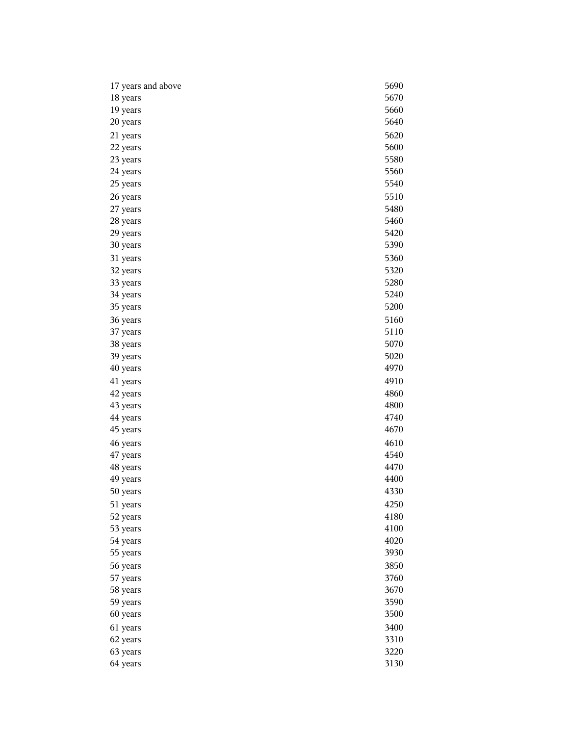| | |
|---|---|
| 17 years and above | 5690 |
| 18 years | 5670 |
| 19 years | 5660 |
| 20 years | 5640 |
| 21 years | 5620 |
| 22 years | 5600 |
| 23 years | 5580 |
| 24 years | 5560 |
| 25 years | 5540 |
| 26 years | 5510 |
| 27 years | 5480 |
| 28 years | 5460 |
| 29 years | 5420 |
| 30 years | 5390 |
| 31 years | 5360 |
| 32 years | 5320 |
| 33 years | 5280 |
| 34 years | 5240 |
| 35 years | 5200 |
| 36 years | 5160 |
| 37 years | 5110 |
| 38 years | 5070 |
| 39 years | 5020 |
| 40 years | 4970 |
| 41 years | 4910 |
| 42 years | 4860 |
| 43 years | 4800 |
| 44 years | 4740 |
| 45 years | 4670 |
| 46 years | 4610 |
| 47 years | 4540 |
| 48 years | 4470 |
| 49 years | 4400 |
| 50 years | 4330 |
| 51 years | 4250 |
| 52 years | 4180 |
| 53 years | 4100 |
| 54 years | 4020 |
| 55 years | 3930 |
| 56 years | 3850 |
| 57 years | 3760 |
| 58 years | 3670 |
| 59 years | 3590 |
| 60 years | 3500 |
| 61 years | 3400 |
| 62 years | 3310 |
| 63 years | 3220 |
| 64 years | 3130 |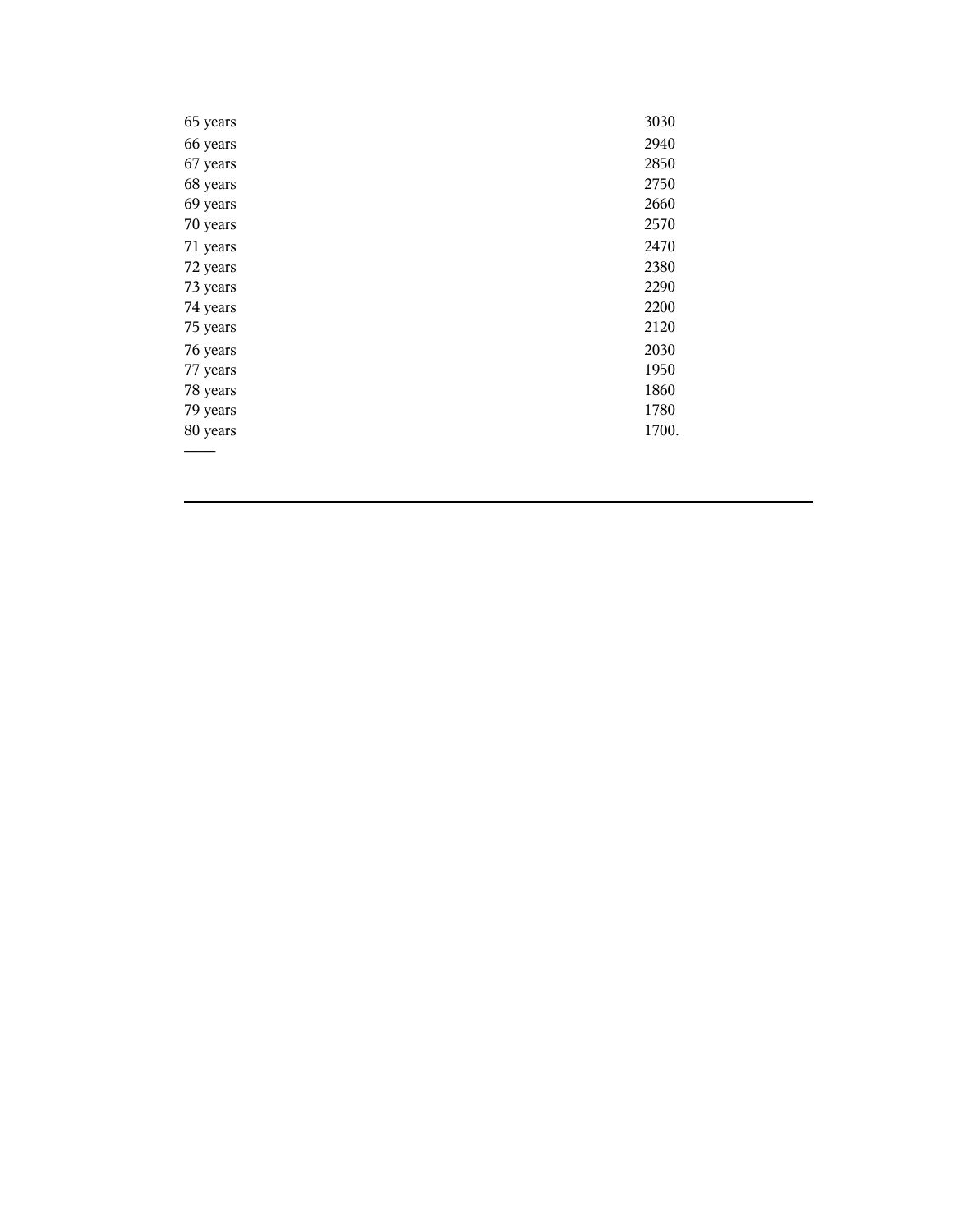| | |
|---|---|
| 65 years | 3030 |
| 66 years | 2940 |
| 67 years | 2850 |
| 68 years | 2750 |
| 69 years | 2660 |
| 70 years | 2570 |
| 71 years | 2470 |
| 72 years | 2380 |
| 73 years | 2290 |
| 74 years | 2200 |
| 75 years | 2120 |
| 76 years | 2030 |
| 77 years | 1950 |
| 78 years | 1860 |
| 79 years | 1780 |
| 80 years | 1700. |

——